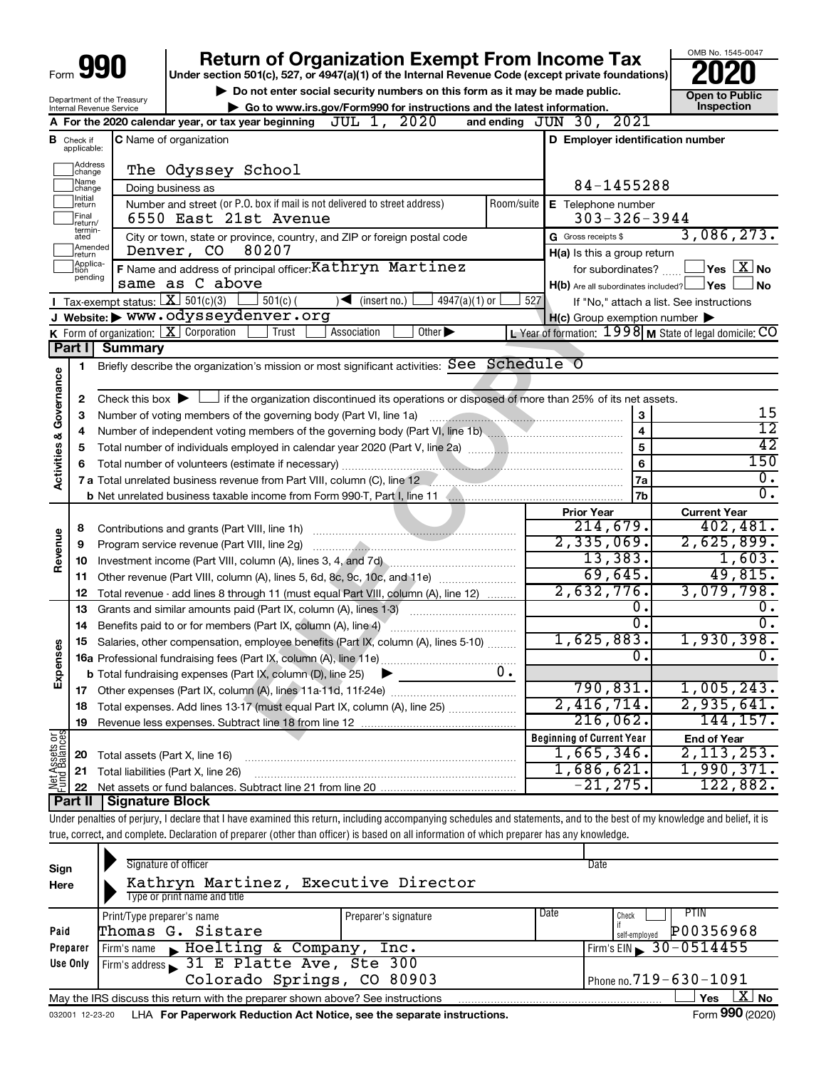# Form 990 — Return of Organization Exempt From Income Tax (2020)

Under section 501(c), 527, or 4947(a)(1) of the Internal Revenue Code (except private foundations)

▶ Do not enter social security numbers on this form as it may be made public.

▶ Go to www.irs.gov/Form990 for instructions and the latest information.

OMB No. 1545-0047 — **Open to Public Inspection**

Department of the Treasury, Internal Revenue Service

**A** For the 2020 calendar year, or tax year beginning JUL 1, 2020 and ending JUN 30, 2021

**B** Check if applicable: Address change, Name change, Initial return, Final return/terminated, Amended return, Application pending

**C** Name of organization: The Odyssey School

Doing business as:

Number and street (or P.O. box if mail is not delivered to street address): 6550 East 21st Avenue — Room/suite:

City or town, state or province, country, and ZIP or foreign postal code: Denver, CO 80207

**D** Employer identification number: 84-1455288

**E** Telephone number: 303-326-3944

**G** Gross receipts $ 3,086,273.

**F** Name and address of principal officer: Kathryn Martinez, same as C above

**H(a)** Is this a group return for subordinates? ☐ Yes ☒ No

**H(b)** Are all subordinates included? ☐ Yes ☐ No — If "No," attach a list. See instructions

**H(c)** Group exemption number ▶

**I** Tax-exempt status: ☒ 501(c)(3) ☐ 501(c) ( ) ◀ (insert no.) ☐ 4947(a)(1) or ☐ 527

**J** Website: ▶ www.odysseydenver.org

**K** Form of organization: ☒ Corporation ☐ Trust ☐ Association ☐ Other ▶

**L** Year of formation: 1998 **M** State of legal domicile: CO

## Part I Summary

**Activities & Governance**

| | | | |
|---|---|---|---|
| 1 | Briefly describe the organization's mission or most significant activities: See Schedule O | | |
| 2 | Check this box ▶ ☐ if the organization discontinued its operations or disposed of more than 25% of its net assets. | | |
| 3 | Number of voting members of the governing body (Part VI, line 1a) | 3 | 15 |
| 4 | Number of independent voting members of the governing body (Part VI, line 1b) | 4 | 12 |
| 5 | Total number of individuals employed in calendar year 2020 (Part V, line 2a) | 5 | 42 |
| 6 | Total number of volunteers (estimate if necessary) | 6 | 150 |
| 7a | Total unrelated business revenue from Part VIII, column (C), line 12 | 7a | 0. |
| 7b | Net unrelated business taxable income from Form 990-T, Part I, line 11 | 7b | 0. |

| | | Prior Year | Current Year |
|---|---|---|---|
| **Revenue** | | | |
| 8 | Contributions and grants (Part VIII, line 1h) | 214,679. | 402,481. |
| 9 | Program service revenue (Part VIII, line 2g) | 2,335,069. | 2,625,899. |
| 10 | Investment income (Part VIII, column (A), lines 3, 4, and 7d) | 13,383. | 1,603. |
| 11 | Other revenue (Part VIII, column (A), lines 5, 6d, 8c, 9c, 10c, and 11e) | 69,645. | 49,815. |
| 12 | Total revenue - add lines 8 through 11 (must equal Part VIII, column (A), line 12) | 2,632,776. | 3,079,798. |
| **Expenses** | | | |
| 13 | Grants and similar amounts paid (Part IX, column (A), lines 1-3) | 0. | 0. |
| 14 | Benefits paid to or for members (Part IX, column (A), line 4) | 0. | 0. |
| 15 | Salaries, other compensation, employee benefits (Part IX, column (A), lines 5-10) | 1,625,883. | 1,930,398. |
| 16a | Professional fundraising fees (Part IX, column (A), line 11e) | 0. | 0. |
| b | Total fundraising expenses (Part IX, column (D), line 25) ▶ 0. | | |
| 17 | Other expenses (Part IX, column (A), lines 11a-11d, 11f-24e) | 790,831. | 1,005,243. |
| 18 | Total expenses. Add lines 13-17 (must equal Part IX, column (A), line 25) | 2,416,714. | 2,935,641. |
| 19 | Revenue less expenses. Subtract line 18 from line 12 | 216,062. | 144,157. |

| | | Beginning of Current Year | End of Year |
|---|---|---|---|
| **Net Assets or Fund Balances** | | | |
| 20 | Total assets (Part X, line 16) | 1,665,346. | 2,113,253. |
| 21 | Total liabilities (Part X, line 26) | 1,686,621. | 1,990,371. |
| 22 | Net assets or fund balances. Subtract line 21 from line 20 | -21,275. | 122,882. |

## Part II Signature Block

Under penalties of perjury, I declare that I have examined this return, including accompanying schedules and statements, and to the best of my knowledge and belief, it is true, correct, and complete. Declaration of preparer (other than officer) is based on all information of which preparer has any knowledge.

**Sign Here**

Signature of officer — Date

Kathryn Martinez, Executive Director
Type or print name and title

**Paid Preparer Use Only**

| Print/Type preparer's name | Preparer's signature | Date | Check if self-employed | PTIN |
|---|---|---|---|---|
| Thomas G. Sistare | | | ☐ | P00356968 |

Firm's name ▶ Hoelting & Company, Inc. — Firm's EIN ▶ 30-0514455

Firm's address ▶ 31 E Platte Ave, Ste 300, Colorado Springs, CO 80903 — Phone no. 719-630-1091

May the IRS discuss this return with the preparer shown above? See instructions ☐ Yes ☒ No

032001 12-23-20 LHA For Paperwork Reduction Act Notice, see the separate instructions. Form **990** (2020)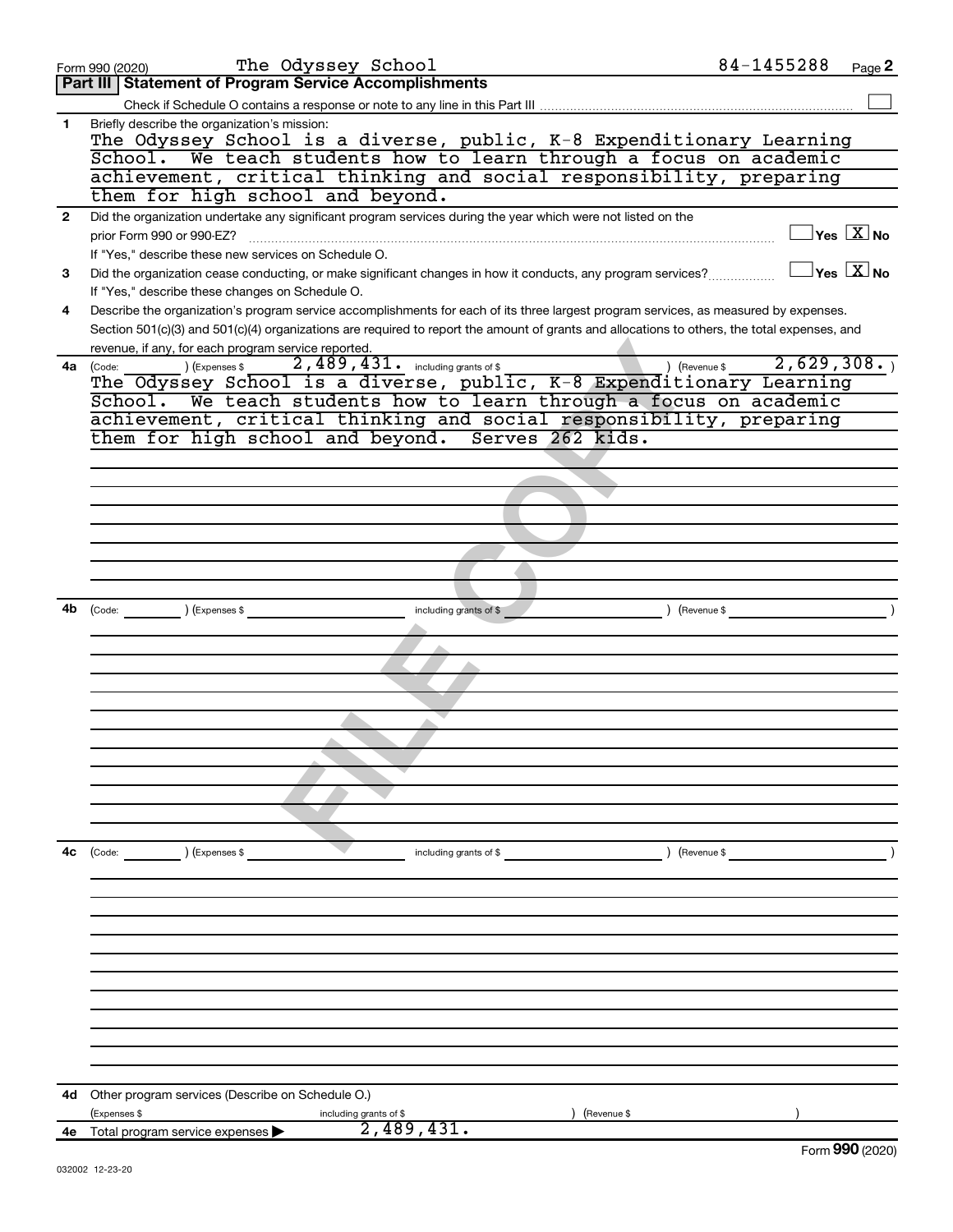Form 990 (2020) The Odyssey School 84-1455288

## Part III Statement of Program Service Accomplishments

Check if Schedule O contains a response or note to any line in this Part III ☐

**1** Briefly describe the organization's mission:

The Odyssey School is a diverse, public, K-8 Expenditionary Learning School. We teach students how to learn through a focus on academic achievement, critical thinking and social responsibility, preparing them for high school and beyond.

**2** Did the organization undertake any significant program services during the year which were not listed on the prior Form 990 or 990-EZ? ☐ Yes ☒ No

If "Yes," describe these new services on Schedule O.

**3** Did the organization cease conducting, or make significant changes in how it conducts, any program services? ☐ Yes ☒ No

If "Yes," describe these changes on Schedule O.

**4** Describe the organization's program service accomplishments for each of its three largest program services, as measured by expenses. Section 501(c)(3) and 501(c)(4) organizations are required to report the amount of grants and allocations to others, the total expenses, and revenue, if any, for each program service reported.

**4a** (Code: ) (Expenses $ 2,489,431. including grants of $ ) (Revenue $ 2,629,308.)

The Odyssey School is a diverse, public, K-8 Expenditionary Learning School. We teach students how to learn through a focus on academic achievement, critical thinking and social responsibility, preparing them for high school and beyond. Serves 262 kids.

**4b** (Code: ) (Expenses $ including grants of $ ) (Revenue $ )

**4c** (Code: ) (Expenses $ including grants of $ ) (Revenue $ )

**4d** Other program services (Describe on Schedule O.)

(Expenses $ including grants of $ ) (Revenue $ )

**4e** Total program service expenses ▶ 2,489,431.

Form **990** (2020)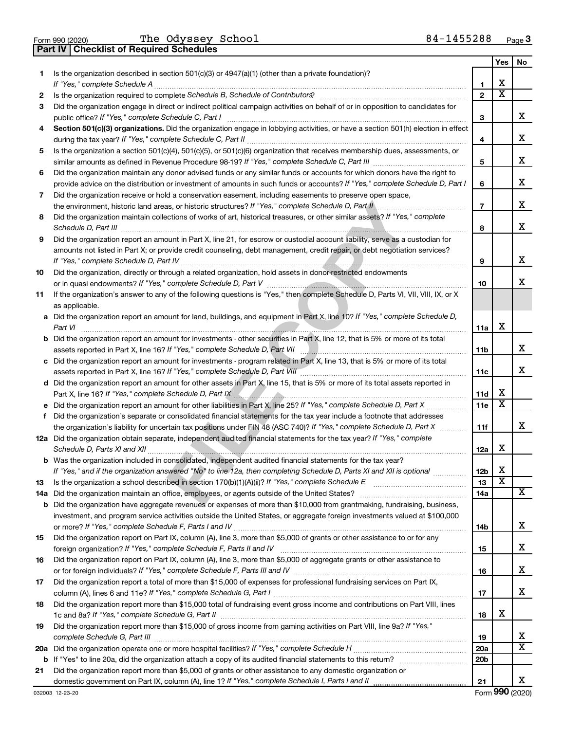Form 990 (2020) The Odyssey School 84-1455288 Page 3

## Part IV Checklist of Required Schedules

| | | | Yes | No |
|---|---|---|---|---|
| 1 | Is the organization described in section 501(c)(3) or 4947(a)(1) (other than a private foundation)? *If "Yes," complete Schedule A* | 1 | X | |
| 2 | Is the organization required to complete *Schedule B, Schedule of Contributors*? | 2 | X | |
| 3 | Did the organization engage in direct or indirect political campaign activities on behalf of or in opposition to candidates for public office? *If "Yes," complete Schedule C, Part I* | 3 | | X |
| 4 | **Section 501(c)(3) organizations.** Did the organization engage in lobbying activities, or have a section 501(h) election in effect during the tax year? *If "Yes," complete Schedule C, Part II* | 4 | | X |
| 5 | Is the organization a section 501(c)(4), 501(c)(5), or 501(c)(6) organization that receives membership dues, assessments, or similar amounts as defined in Revenue Procedure 98-19? *If "Yes," complete Schedule C, Part III* | 5 | | X |
| 6 | Did the organization maintain any donor advised funds or any similar funds or accounts for which donors have the right to provide advice on the distribution or investment of amounts in such funds or accounts? *If "Yes," complete Schedule D, Part I* | 6 | | X |
| 7 | Did the organization receive or hold a conservation easement, including easements to preserve open space, the environment, historic land areas, or historic structures? *If "Yes," complete Schedule D, Part II* | 7 | | X |
| 8 | Did the organization maintain collections of works of art, historical treasures, or other similar assets? *If "Yes," complete Schedule D, Part III* | 8 | | X |
| 9 | Did the organization report an amount in Part X, line 21, for escrow or custodial account liability, serve as a custodian for amounts not listed in Part X; or provide credit counseling, debt management, credit repair, or debt negotiation services? *If "Yes," complete Schedule D, Part IV* | 9 | | X |
| 10 | Did the organization, directly or through a related organization, hold assets in donor-restricted endowments or in quasi endowments? *If "Yes," complete Schedule D, Part V* | 10 | | X |
| 11 | If the organization's answer to any of the following questions is "Yes," then complete Schedule D, Parts VI, VII, VIII, IX, or X as applicable. | | | |
| a | Did the organization report an amount for land, buildings, and equipment in Part X, line 10? *If "Yes," complete Schedule D, Part VI* | 11a | X | |
| b | Did the organization report an amount for investments - other securities in Part X, line 12, that is 5% or more of its total assets reported in Part X, line 16? *If "Yes," complete Schedule D, Part VII* | 11b | | X |
| c | Did the organization report an amount for investments - program related in Part X, line 13, that is 5% or more of its total assets reported in Part X, line 16? *If "Yes," complete Schedule D, Part VIII* | 11c | | X |
| d | Did the organization report an amount for other assets in Part X, line 15, that is 5% or more of its total assets reported in Part X, line 16? *If "Yes," complete Schedule D, Part IX* | 11d | X | |
| e | Did the organization report an amount for other liabilities in Part X, line 25? *If "Yes," complete Schedule D, Part X* | 11e | X | |
| f | Did the organization's separate or consolidated financial statements for the tax year include a footnote that addresses the organization's liability for uncertain tax positions under FIN 48 (ASC 740)? *If "Yes," complete Schedule D, Part X* | 11f | | X |
| 12a | Did the organization obtain separate, independent audited financial statements for the tax year? *If "Yes," complete Schedule D, Parts XI and XII* | 12a | X | |
| b | Was the organization included in consolidated, independent audited financial statements for the tax year? *If "Yes," and if the organization answered "No" to line 12a, then completing Schedule D, Parts XI and XII is optional* | 12b | X | |
| 13 | Is the organization a school described in section 170(b)(1)(A)(ii)? *If "Yes," complete Schedule E* | 13 | X | |
| 14a | Did the organization maintain an office, employees, or agents outside of the United States? | 14a | | X |
| b | Did the organization have aggregate revenues or expenses of more than $10,000 from grantmaking, fundraising, business, investment, and program service activities outside the United States, or aggregate foreign investments valued at $100,000 or more? *If "Yes," complete Schedule F, Parts I and IV* | 14b | | X |
| 15 | Did the organization report on Part IX, column (A), line 3, more than $5,000 of grants or other assistance to or for any foreign organization? *If "Yes," complete Schedule F, Parts II and IV* | 15 | | X |
| 16 | Did the organization report on Part IX, column (A), line 3, more than $5,000 of aggregate grants or other assistance to or for foreign individuals? *If "Yes," complete Schedule F, Parts III and IV* | 16 | | X |
| 17 | Did the organization report a total of more than $15,000 of expenses for professional fundraising services on Part IX, column (A), lines 6 and 11e? *If "Yes," complete Schedule G, Part I* | 17 | | X |
| 18 | Did the organization report more than $15,000 total of fundraising event gross income and contributions on Part VIII, lines 1c and 8a? *If "Yes," complete Schedule G, Part II* | 18 | X | |
| 19 | Did the organization report more than $15,000 of gross income from gaming activities on Part VIII, line 9a? *If "Yes," complete Schedule G, Part III* | 19 | | X |
| 20a | Did the organization operate one or more hospital facilities? *If "Yes," complete Schedule H* | 20a | | X |
| b | If "Yes" to line 20a, did the organization attach a copy of its audited financial statements to this return? | 20b | | |
| 21 | Did the organization report more than $5,000 of grants or other assistance to any domestic organization or domestic government on Part IX, column (A), line 1? *If "Yes," complete Schedule I, Parts I and II* | 21 | | X |

032003 12-23-20 Form **990** (2020)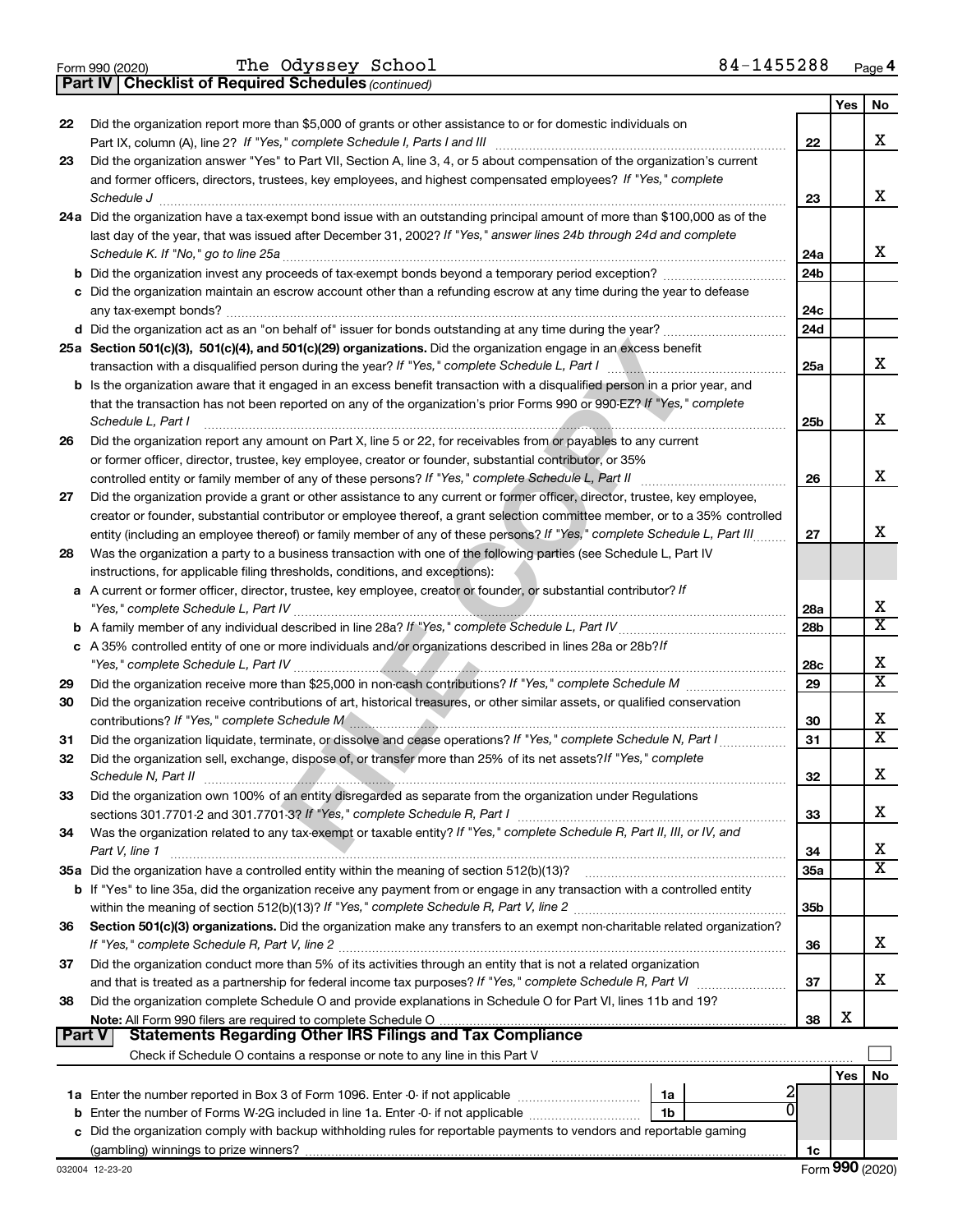Form 990 (2020) The Odyssey School 84-1455288

## Part IV | Checklist of Required Schedules *(continued)*

| | | | Yes | No |
|---|---|---|---|---|
| 22 | Did the organization report more than $5,000 of grants or other assistance to or for domestic individuals on Part IX, column (A), line 2? *If "Yes," complete Schedule I, Parts I and III* | 22 | | X |
| 23 | Did the organization answer "Yes" to Part VII, Section A, line 3, 4, or 5 about compensation of the organization's current and former officers, directors, trustees, key employees, and highest compensated employees? *If "Yes," complete Schedule J* | 23 | | X |
| 24a | Did the organization have a tax-exempt bond issue with an outstanding principal amount of more than $100,000 as of the last day of the year, that was issued after December 31, 2002? *If "Yes," answer lines 24b through 24d and complete Schedule K. If "No," go to line 25a* | 24a | | X |
| b | Did the organization invest any proceeds of tax-exempt bonds beyond a temporary period exception? | 24b | | |
| c | Did the organization maintain an escrow account other than a refunding escrow at any time during the year to defease any tax-exempt bonds? | 24c | | |
| d | Did the organization act as an "on behalf of" issuer for bonds outstanding at any time during the year? | 24d | | |
| 25a | **Section 501(c)(3), 501(c)(4), and 501(c)(29) organizations.** Did the organization engage in an excess benefit transaction with a disqualified person during the year? *If "Yes," complete Schedule L, Part I* | 25a | | X |
| b | Is the organization aware that it engaged in an excess benefit transaction with a disqualified person in a prior year, and that the transaction has not been reported on any of the organization's prior Forms 990 or 990-EZ? *If "Yes," complete Schedule L, Part I* | 25b | | X |
| 26 | Did the organization report any amount on Part X, line 5 or 22, for receivables from or payables to any current or former officer, director, trustee, key employee, creator or founder, substantial contributor, or 35% controlled entity or family member of any of these persons? *If "Yes," complete Schedule L, Part II* | 26 | | X |
| 27 | Did the organization provide a grant or other assistance to any current or former officer, director, trustee, key employee, creator or founder, substantial contributor or employee thereof, a grant selection committee member, or to a 35% controlled entity (including an employee thereof) or family member of any of these persons? *If "Yes," complete Schedule L, Part III* | 27 | | X |
| 28 | Was the organization a party to a business transaction with one of the following parties (see Schedule L, Part IV instructions, for applicable filing thresholds, conditions, and exceptions): | | | |
| a | A current or former officer, director, trustee, key employee, creator or founder, or substantial contributor? *If "Yes," complete Schedule L, Part IV* | 28a | | X |
| b | A family member of any individual described in line 28a? *If "Yes," complete Schedule L, Part IV* | 28b | | X |
| c | A 35% controlled entity of one or more individuals and/or organizations described in lines 28a or 28b? *If "Yes," complete Schedule L, Part IV* | 28c | | X |
| 29 | Did the organization receive more than $25,000 in non-cash contributions? *If "Yes," complete Schedule M* | 29 | | X |
| 30 | Did the organization receive contributions of art, historical treasures, or other similar assets, or qualified conservation contributions? *If "Yes," complete Schedule M* | 30 | | X |
| 31 | Did the organization liquidate, terminate, or dissolve and cease operations? *If "Yes," complete Schedule N, Part I* | 31 | | X |
| 32 | Did the organization sell, exchange, dispose of, or transfer more than 25% of its net assets? *If "Yes," complete Schedule N, Part II* | 32 | | X |
| 33 | Did the organization own 100% of an entity disregarded as separate from the organization under Regulations sections 301.7701-2 and 301.7701-3? *If "Yes," complete Schedule R, Part I* | 33 | | X |
| 34 | Was the organization related to any tax-exempt or taxable entity? *If "Yes," complete Schedule R, Part II, III, or IV, and Part V, line 1* | 34 | | X |
| 35a | Did the organization have a controlled entity within the meaning of section 512(b)(13)? | 35a | | X |
| b | If "Yes" to line 35a, did the organization receive any payment from or engage in any transaction with a controlled entity within the meaning of section 512(b)(13)? *If "Yes," complete Schedule R, Part V, line 2* | 35b | | |
| 36 | **Section 501(c)(3) organizations.** Did the organization make any transfers to an exempt non-charitable related organization? *If "Yes," complete Schedule R, Part V, line 2* | 36 | | X |
| 37 | Did the organization conduct more than 5% of its activities through an entity that is not a related organization and that is treated as a partnership for federal income tax purposes? *If "Yes," complete Schedule R, Part VI* | 37 | | X |
| 38 | Did the organization complete Schedule O and provide explanations in Schedule O for Part VI, lines 11b and 19? **Note:** All Form 990 filers are required to complete Schedule O | 38 | X | |

## Part V | Statements Regarding Other IRS Filings and Tax Compliance

Check if Schedule O contains a response or note to any line in this Part V ☐

| | | | | | Yes | No |
|---|---|---|---|---|---|---|
| 1a | Enter the number reported in Box 3 of Form 1096. Enter -0- if not applicable | 1a | 2 | | | |
| b | Enter the number of Forms W-2G included in line 1a. Enter -0- if not applicable | 1b | 0 | | | |
| c | Did the organization comply with backup withholding rules for reportable payments to vendors and reportable gaming (gambling) winnings to prize winners? | | | 1c | | |

032004 12-23-20 Form **990** (2020)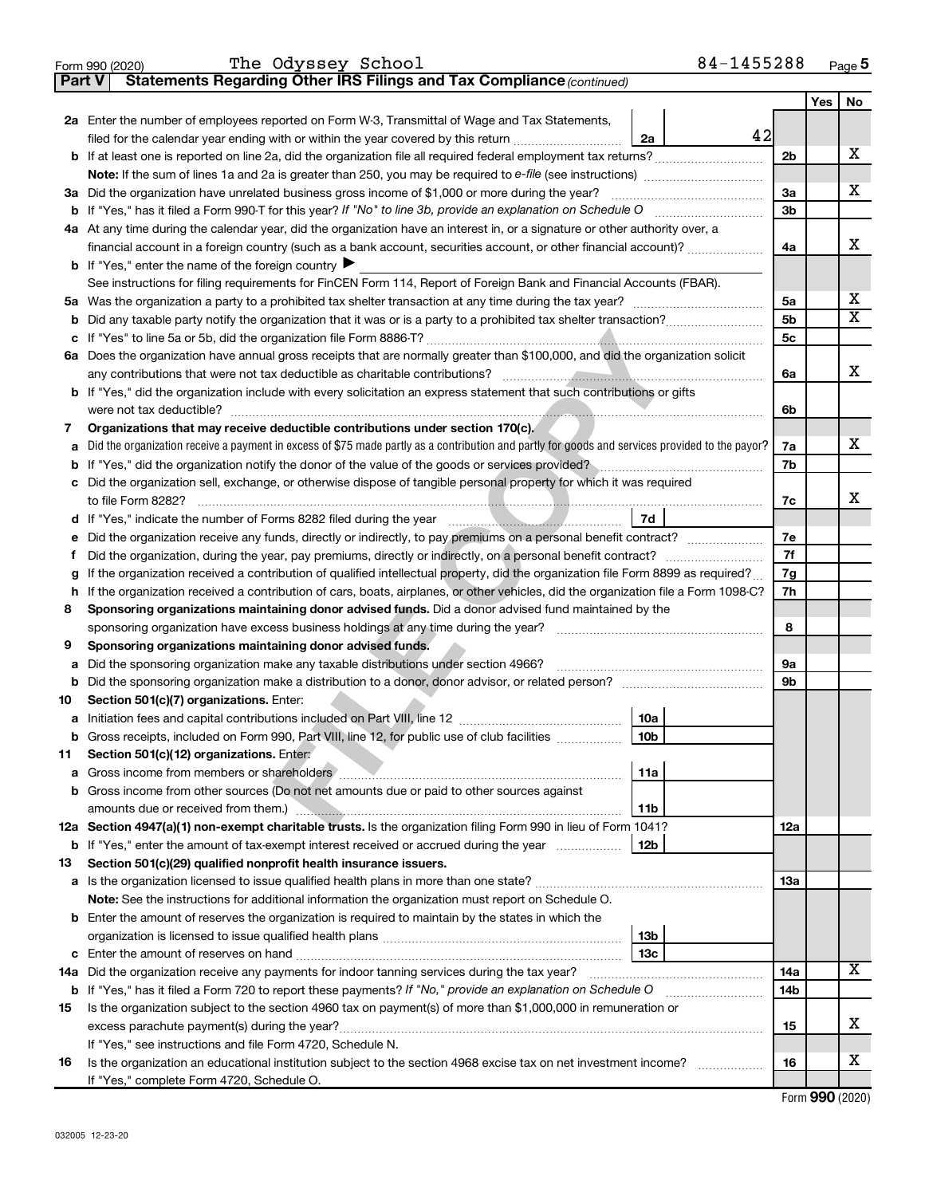Form 990 (2020) The Odyssey School 84-1455288

## Part V Statements Regarding Other IRS Filings and Tax Compliance *(continued)*

| | | | | Yes | No |
|---|---|---|---|---|---|
| 2a | Enter the number of employees reported on Form W-3, Transmittal of Wage and Tax Statements, filed for the calendar year ending with or within the year covered by this return | 2a 42 | | | |
| b | If at least one is reported on line 2a, did the organization file all required federal employment tax returns? | | 2b | | X |
| | **Note:** If the sum of lines 1a and 2a is greater than 250, you may be required to *e-file* (see instructions) | | | | |
| 3a | Did the organization have unrelated business gross income of $1,000 or more during the year? | | 3a | | X |
| b | If "Yes," has it filed a Form 990-T for this year? *If "No" to line 3b, provide an explanation on Schedule O* | | 3b | | |
| 4a | At any time during the calendar year, did the organization have an interest in, or a signature or other authority over, a financial account in a foreign country (such as a bank account, securities account, or other financial account)? | | 4a | | X |
| b | If "Yes," enter the name of the foreign country ▶ | | | | |
| | See instructions for filing requirements for FinCEN Form 114, Report of Foreign Bank and Financial Accounts (FBAR). | | | | |
| 5a | Was the organization a party to a prohibited tax shelter transaction at any time during the tax year? | | 5a | | X |
| b | Did any taxable party notify the organization that it was or is a party to a prohibited tax shelter transaction? | | 5b | | X |
| c | If "Yes" to line 5a or 5b, did the organization file Form 8886-T? | | 5c | | |
| 6a | Does the organization have annual gross receipts that are normally greater than $100,000, and did the organization solicit any contributions that were not tax deductible as charitable contributions? | | 6a | | X |
| b | If "Yes," did the organization include with every solicitation an express statement that such contributions or gifts were not tax deductible? | | 6b | | |
| 7 | **Organizations that may receive deductible contributions under section 170(c).** | | | | |
| a | Did the organization receive a payment in excess of $75 made partly as a contribution and partly for goods and services provided to the payor? | | 7a | | X |
| b | If "Yes," did the organization notify the donor of the value of the goods or services provided? | | 7b | | |
| c | Did the organization sell, exchange, or otherwise dispose of tangible personal property for which it was required to file Form 8282? | | 7c | | X |
| d | If "Yes," indicate the number of Forms 8282 filed during the year | 7d | | | |
| e | Did the organization receive any funds, directly or indirectly, to pay premiums on a personal benefit contract? | | 7e | | |
| f | Did the organization, during the year, pay premiums, directly or indirectly, on a personal benefit contract? | | 7f | | |
| g | If the organization received a contribution of qualified intellectual property, did the organization file Form 8899 as required? | | 7g | | |
| h | If the organization received a contribution of cars, boats, airplanes, or other vehicles, did the organization file a Form 1098-C? | | 7h | | |
| 8 | **Sponsoring organizations maintaining donor advised funds.** Did a donor advised fund maintained by the sponsoring organization have excess business holdings at any time during the year? | | 8 | | |
| 9 | **Sponsoring organizations maintaining donor advised funds.** | | | | |
| a | Did the sponsoring organization make any taxable distributions under section 4966? | | 9a | | |
| b | Did the sponsoring organization make a distribution to a donor, donor advisor, or related person? | | 9b | | |
| 10 | **Section 501(c)(7) organizations.** Enter: | | | | |
| a | Initiation fees and capital contributions included on Part VIII, line 12 | 10a | | | |
| b | Gross receipts, included on Form 990, Part VIII, line 12, for public use of club facilities | 10b | | | |
| 11 | **Section 501(c)(12) organizations.** Enter: | | | | |
| a | Gross income from members or shareholders | 11a | | | |
| b | Gross income from other sources (Do not net amounts due or paid to other sources against amounts due or received from them.) | 11b | | | |
| 12a | **Section 4947(a)(1) non-exempt charitable trusts.** Is the organization filing Form 990 in lieu of Form 1041? | | 12a | | |
| b | If "Yes," enter the amount of tax-exempt interest received or accrued during the year | 12b | | | |
| 13 | **Section 501(c)(29) qualified nonprofit health insurance issuers.** | | | | |
| a | Is the organization licensed to issue qualified health plans in more than one state? | | 13a | | |
| | **Note:** See the instructions for additional information the organization must report on Schedule O. | | | | |
| b | Enter the amount of reserves the organization is required to maintain by the states in which the organization is licensed to issue qualified health plans | 13b | | | |
| c | Enter the amount of reserves on hand | 13c | | | |
| 14a | Did the organization receive any payments for indoor tanning services during the tax year? | | 14a | | X |
| b | If "Yes," has it filed a Form 720 to report these payments? *If "No," provide an explanation on Schedule O* | | 14b | | |
| 15 | Is the organization subject to the section 4960 tax on payment(s) of more than $1,000,000 in remuneration or excess parachute payment(s) during the year? | | 15 | | X |
| | If "Yes," see instructions and file Form 4720, Schedule N. | | | | |
| 16 | Is the organization an educational institution subject to the section 4968 excise tax on net investment income? | | 16 | | X |
| | If "Yes," complete Form 4720, Schedule O. | | | | |

Form **990** (2020)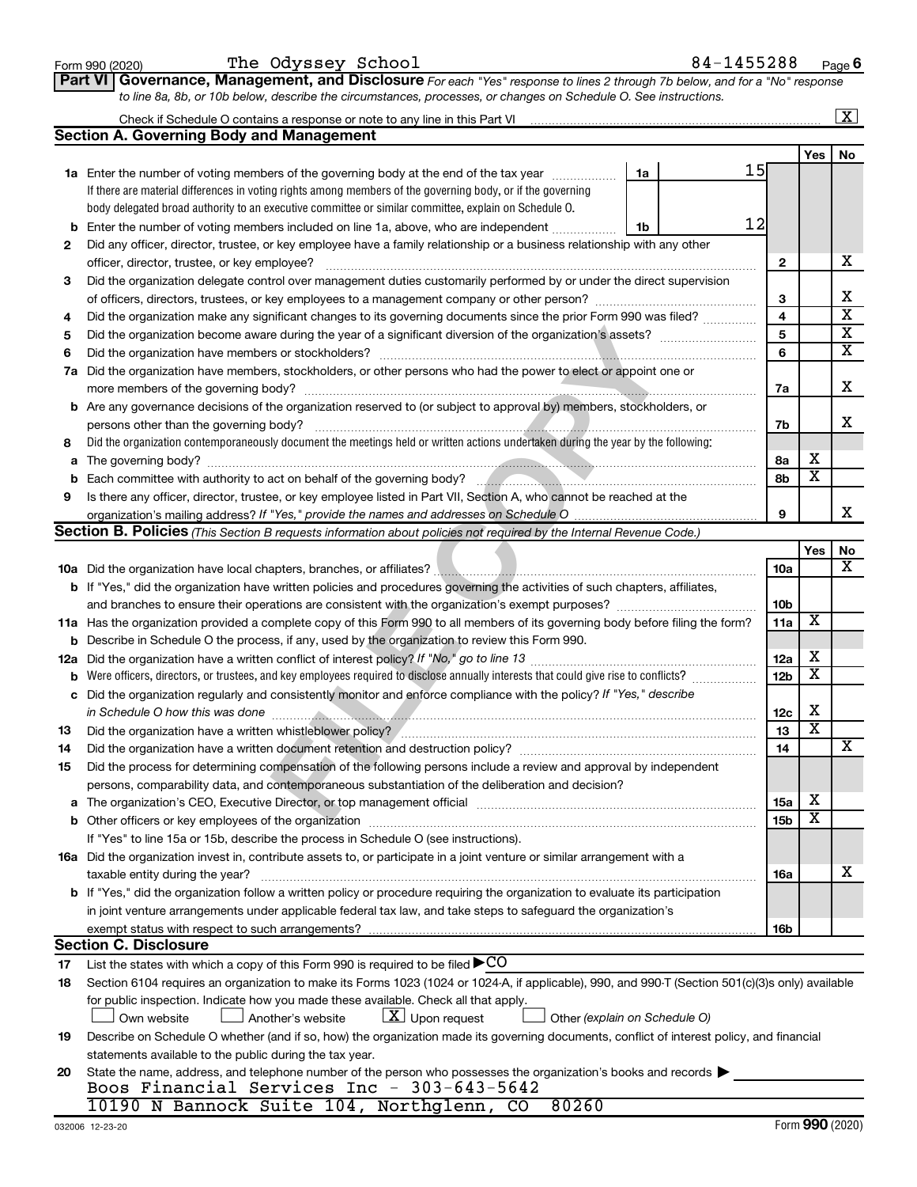Form 990 (2020) The Odyssey School 84-1455288 Page **6**

**Part VI Governance, Management, and Disclosure** *For each "Yes" response to lines 2 through 7b below, and for a "No" response to line 8a, 8b, or 10b below, describe the circumstances, processes, or changes on Schedule O. See instructions.*

Check if Schedule O contains a response or note to any line in this Part VI ..... [X]

## Section A. Governing Body and Management

| | | | | Yes | No |
|---|---|---|---|---|---|
| **1a** | Enter the number of voting members of the governing body at the end of the tax year ..... **1a** 15. If there are material differences in voting rights among members of the governing body, or if the governing body delegated broad authority to an executive committee or similar committee, explain on Schedule O. | | | | |
| **b** | Enter the number of voting members included on line 1a, above, who are independent ..... **1b** 12 | | | | |
| **2** | Did any officer, director, trustee, or key employee have a family relationship or a business relationship with any other officer, director, trustee, or key employee? | **2** | | | X |
| **3** | Did the organization delegate control over management duties customarily performed by or under the direct supervision of officers, directors, trustees, or key employees to a management company or other person? | **3** | | | X |
| **4** | Did the organization make any significant changes to its governing documents since the prior Form 990 was filed? | **4** | | | X |
| **5** | Did the organization become aware during the year of a significant diversion of the organization's assets? | **5** | | | X |
| **6** | Did the organization have members or stockholders? | **6** | | | X |
| **7a** | Did the organization have members, stockholders, or other persons who had the power to elect or appoint one or more members of the governing body? | **7a** | | | X |
| **b** | Are any governance decisions of the organization reserved to (or subject to approval by) members, stockholders, or persons other than the governing body? | **7b** | | | X |
| **8** | Did the organization contemporaneously document the meetings held or written actions undertaken during the year by the following: | | | | |
| **a** | The governing body? | **8a** | | X | |
| **b** | Each committee with authority to act on behalf of the governing body? | **8b** | | X | |
| **9** | Is there any officer, director, trustee, or key employee listed in Part VII, Section A, who cannot be reached at the organization's mailing address? *If "Yes," provide the names and addresses on Schedule O* | **9** | | | X |

## Section B. Policies *(This Section B requests information about policies not required by the Internal Revenue Code.)*

| | | | Yes | No |
|---|---|---|---|---|
| **10a** | Did the organization have local chapters, branches, or affiliates? | **10a** | | X |
| **b** | If "Yes," did the organization have written policies and procedures governing the activities of such chapters, affiliates, and branches to ensure their operations are consistent with the organization's exempt purposes? | **10b** | | |
| **11a** | Has the organization provided a complete copy of this Form 990 to all members of its governing body before filing the form? | **11a** | X | |
| **b** | Describe in Schedule O the process, if any, used by the organization to review this Form 990. | | | |
| **12a** | Did the organization have a written conflict of interest policy? *If "No," go to line 13* | **12a** | X | |
| **b** | Were officers, directors, or trustees, and key employees required to disclose annually interests that could give rise to conflicts? | **12b** | X | |
| **c** | Did the organization regularly and consistently monitor and enforce compliance with the policy? *If "Yes," describe in Schedule O how this was done* | **12c** | X | |
| **13** | Did the organization have a written whistleblower policy? | **13** | X | |
| **14** | Did the organization have a written document retention and destruction policy? | **14** | | X |
| **15** | Did the process for determining compensation of the following persons include a review and approval by independent persons, comparability data, and contemporaneous substantiation of the deliberation and decision? | | | |
| **a** | The organization's CEO, Executive Director, or top management official | **15a** | X | |
| **b** | Other officers or key employees of the organization | **15b** | X | |
| | If "Yes" to line 15a or 15b, describe the process in Schedule O (see instructions). | | | |
| **16a** | Did the organization invest in, contribute assets to, or participate in a joint venture or similar arrangement with a taxable entity during the year? | **16a** | | X |
| **b** | If "Yes," did the organization follow a written policy or procedure requiring the organization to evaluate its participation in joint venture arrangements under applicable federal tax law, and take steps to safeguard the organization's exempt status with respect to such arrangements? | **16b** | | |

## Section C. Disclosure

**17** List the states with which a copy of this Form 990 is required to be filed ▶ CO

**18** Section 6104 requires an organization to make its Forms 1023 (1024 or 1024-A, if applicable), 990, and 990-T (Section 501(c)(3)s only) available for public inspection. Indicate how you made these available. Check all that apply.

[ ] Own website [ ] Another's website [X] Upon request [ ] Other *(explain on Schedule O)*

**19** Describe on Schedule O whether (and if so, how) the organization made its governing documents, conflict of interest policy, and financial statements available to the public during the tax year.

**20** State the name, address, and telephone number of the person who possesses the organization's books and records ▶

Boos Financial Services Inc - 303-643-5642
10190 N Bannock Suite 104, Northglenn, CO 80260

032006 12-23-20 Form **990** (2020)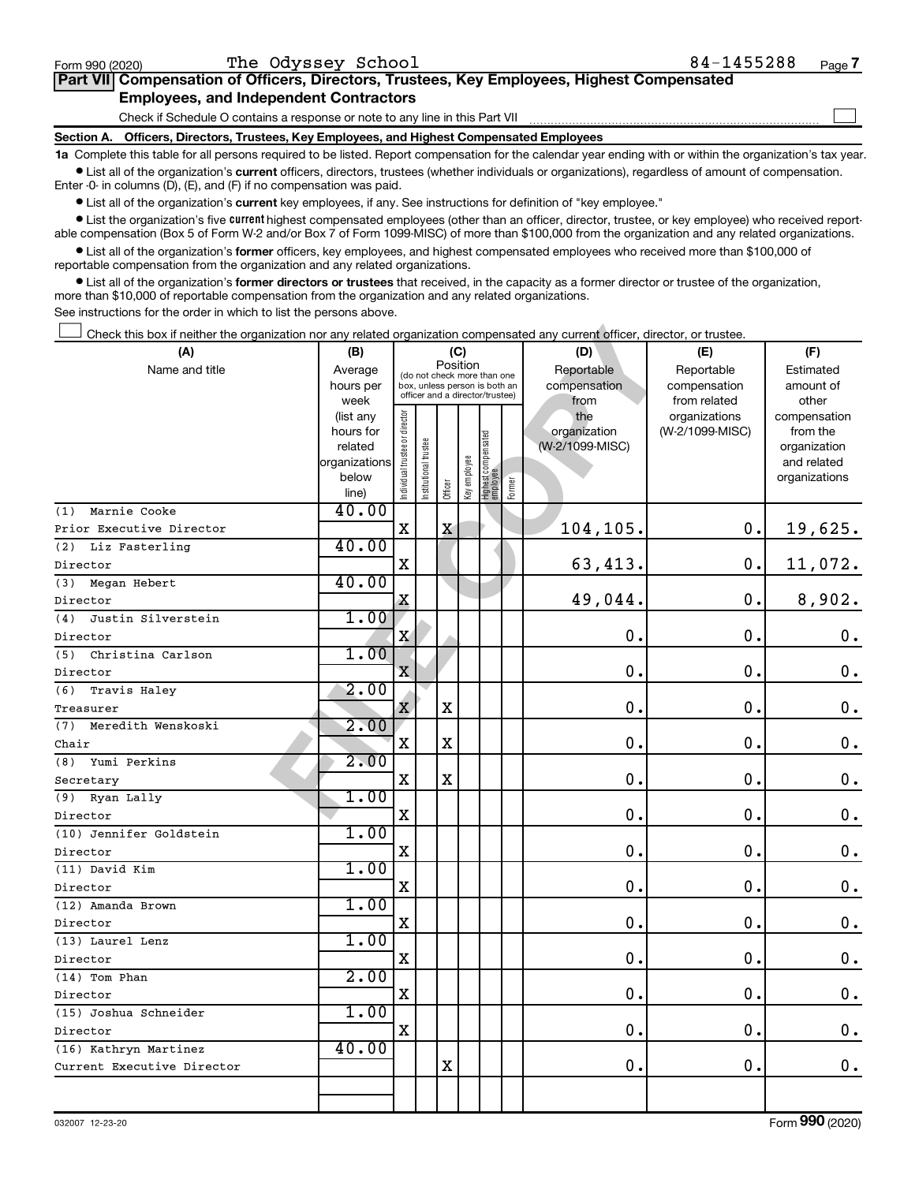Form 990 (2020) The Odyssey School 84-1455288 Page 7

## Part VII Compensation of Officers, Directors, Trustees, Key Employees, Highest Compensated Employees, and Independent Contractors

Check if Schedule O contains a response or note to any line in this Part VII ☐

### Section A. Officers, Directors, Trustees, Key Employees, and Highest Compensated Employees

**1a** Complete this table for all persons required to be listed. Report compensation for the calendar year ending with or within the organization's tax year.

- List all of the organization's **current** officers, directors, trustees (whether individuals or organizations), regardless of amount of compensation. Enter -0- in columns (D), (E), and (F) if no compensation was paid.
- List all of the organization's **current** key employees, if any. See instructions for definition of "key employee."
- List the organization's five **current** highest compensated employees (other than an officer, director, trustee, or key employee) who received reportable compensation (Box 5 of Form W-2 and/or Box 7 of Form 1099-MISC) of more than $100,000 from the organization and any related organizations.
- List all of the organization's **former** officers, key employees, and highest compensated employees who received more than $100,000 of reportable compensation from the organization and any related organizations.
- List all of the organization's **former directors or trustees** that received, in the capacity as a former director or trustee of the organization, more than $10,000 of reportable compensation from the organization and any related organizations.

See instructions for the order in which to list the persons above.

☐ Check this box if neither the organization nor any related organization compensated any current officer, director, or trustee.

| (A) Name and title | (B) Average hours per week (list any hours for related organizations below line) | (C) Position: Individual trustee or director | Institutional trustee | Officer | Key employee | Highest compensated employee | Former | (D) Reportable compensation from the organization (W-2/1099-MISC) | (E) Reportable compensation from related organizations (W-2/1099-MISC) | (F) Estimated amount of other compensation from the organization and related organizations |
|---|---|---|---|---|---|---|---|---|---|---|
| (1) Marnie Cooke<br>Prior Executive Director | 40.00 | X | | X | | | | 104,105. | 0. | 19,625. |
| (2) Liz Fasterling<br>Director | 40.00 | X | | | | | | 63,413. | 0. | 11,072. |
| (3) Megan Hebert<br>Director | 40.00 | X | | | | | | 49,044. | 0. | 8,902. |
| (4) Justin Silverstein<br>Director | 1.00 | X | | | | | | 0. | 0. | 0. |
| (5) Christina Carlson<br>Director | 1.00 | X | | | | | | 0. | 0. | 0. |
| (6) Travis Haley<br>Treasurer | 2.00 | X | | X | | | | 0. | 0. | 0. |
| (7) Meredith Wenskoski<br>Chair | 2.00 | X | | X | | | | 0. | 0. | 0. |
| (8) Yumi Perkins<br>Secretary | 2.00 | X | | X | | | | 0. | 0. | 0. |
| (9) Ryan Lally<br>Director | 1.00 | X | | | | | | 0. | 0. | 0. |
| (10) Jennifer Goldstein<br>Director | 1.00 | X | | | | | | 0. | 0. | 0. |
| (11) David Kim<br>Director | 1.00 | X | | | | | | 0. | 0. | 0. |
| (12) Amanda Brown<br>Director | 1.00 | X | | | | | | 0. | 0. | 0. |
| (13) Laurel Lenz<br>Director | 1.00 | X | | | | | | 0. | 0. | 0. |
| (14) Tom Phan<br>Director | 2.00 | X | | | | | | 0. | 0. | 0. |
| (15) Joshua Schneider<br>Director | 1.00 | X | | | | | | 0. | 0. | 0. |
| (16) Kathryn Martinez<br>Current Executive Director | 40.00 | | | X | | | | 0. | 0. | 0. |

032007 12-23-20 Form **990** (2020)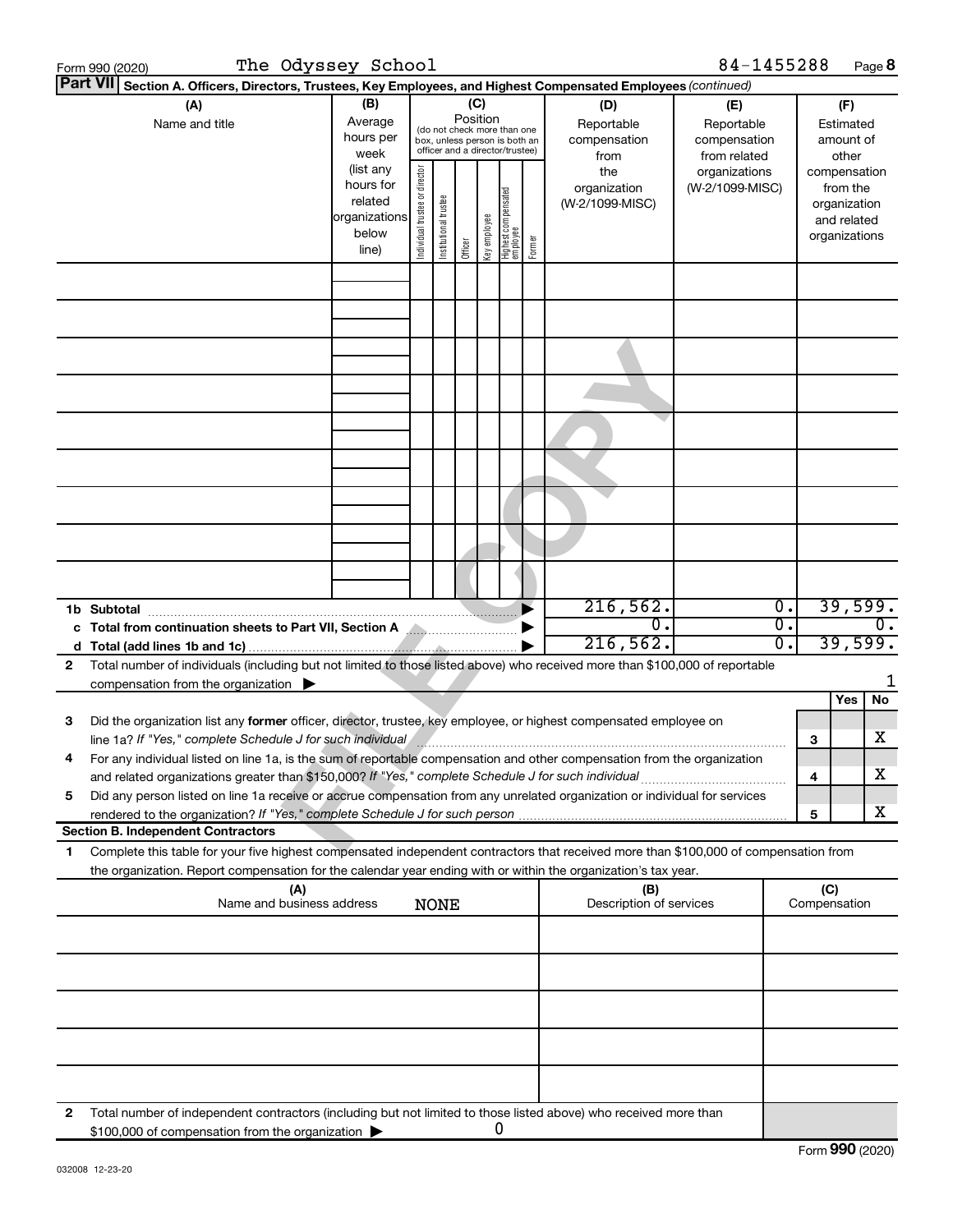Form 990 (2020) The Odyssey School 84-1455288 Page 8

**Part VII** **Section A. Officers, Directors, Trustees, Key Employees, and Highest Compensated Employees** *(continued)*

| (A) Name and title | (B) Average hours per week (list any hours for related organizations below line) | (C) Position: Individual trustee or director | Institutional trustee | Officer | Key employee | Highest compensated employee | Former | (D) Reportable compensation from the organization (W-2/1099-MISC) | (E) Reportable compensation from related organizations (W-2/1099-MISC) | (F) Estimated amount of other compensation from the organization and related organizations |
|---|---|---|---|---|---|---|---|---|---|---|
| | | | | | | | | | | |
| | | | | | | | | | | |
| | | | | | | | | | | |
| | | | | | | | | | | |
| | | | | | | | | | | |
| | | | | | | | | | | |
| | | | | | | | | | | |
| | | | | | | | | | | |
| | | | | | | | | | | |
| **1b Subtotal** | | | | | | | | 216,562. | 0. | 39,599. |
| **c Total from continuation sheets to Part VII, Section A** | | | | | | | | 0. | 0. | 0. |
| **d Total (add lines 1b and 1c)** | | | | | | | | 216,562. | 0. | 39,599. |

**2** Total number of individuals (including but not limited to those listed above) who received more than $100,000 of reportable compensation from the organization ▶ 1

| | | | Yes | No |
|---|---|---|---|---|
| **3** | Did the organization list any **former** officer, director, trustee, key employee, or highest compensated employee on line 1a? *If "Yes," complete Schedule J for such individual* | 3 | | X |
| **4** | For any individual listed on line 1a, is the sum of reportable compensation and other compensation from the organization and related organizations greater than $150,000? *If "Yes," complete Schedule J for such individual* | 4 | | X |
| **5** | Did any person listed on line 1a receive or accrue compensation from any unrelated organization or individual for services rendered to the organization? *If "Yes," complete Schedule J for such person* | 5 | | X |

**Section B. Independent Contractors**

**1** Complete this table for your five highest compensated independent contractors that received more than $100,000 of compensation from the organization. Report compensation for the calendar year ending with or within the organization's tax year.

| (A) Name and business address NONE | (B) Description of services | (C) Compensation |
|---|---|---|
| | | |
| | | |
| | | |
| | | |
| | | |

**2** Total number of independent contractors (including but not limited to those listed above) who received more than $100,000 of compensation from the organization ▶ 0

Form **990** (2020)

032008 12-23-20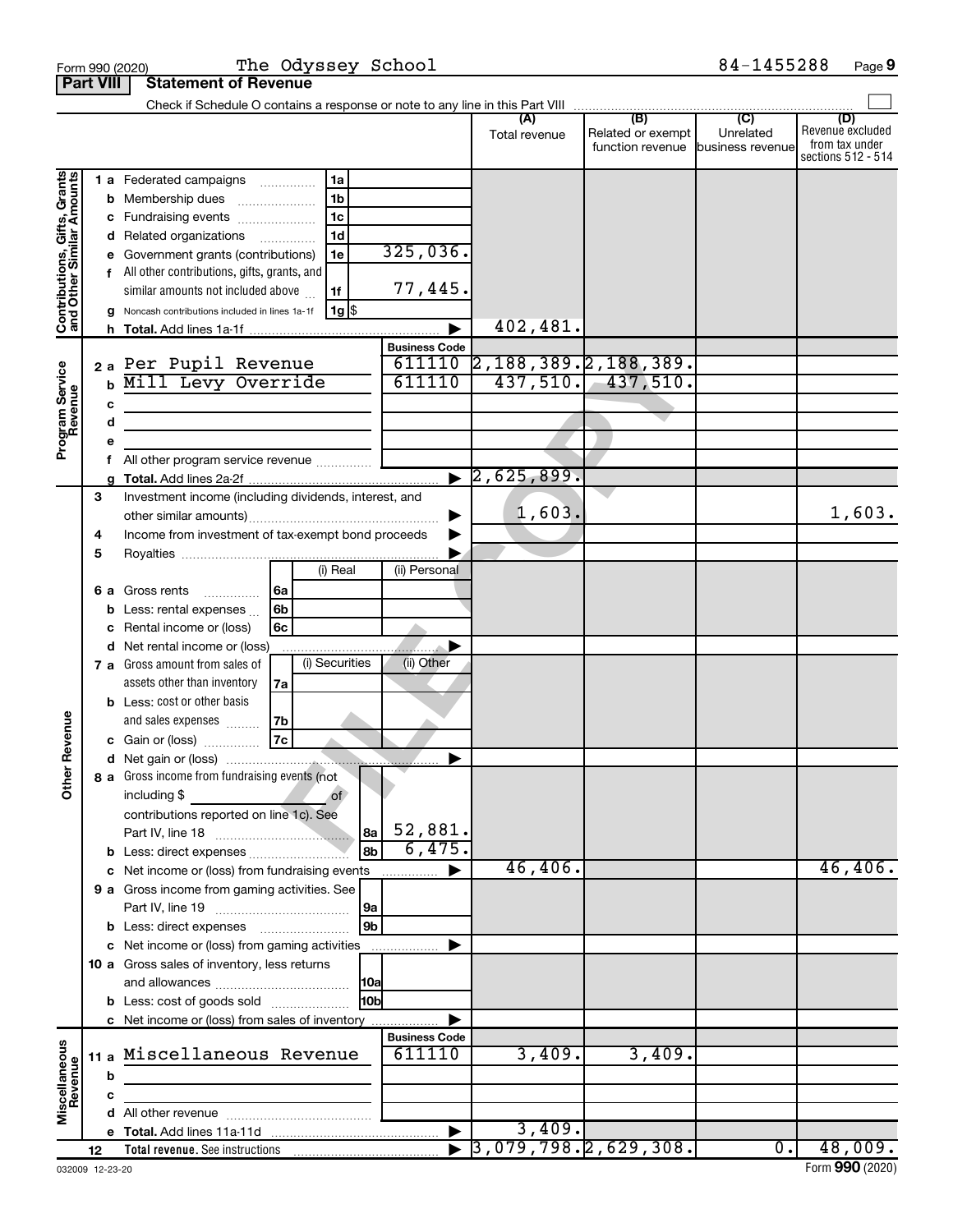Form 990 (2020) The Odyssey School 84-1455288

**Part VIII Statement of Revenue**

Check if Schedule O contains a response or note to any line in this Part VIII ☐

| | | | | (A) Total revenue | (B) Related or exempt function revenue | (C) Unrelated business revenue | (D) Revenue excluded from tax under sections 512 - 514 |
|---|---|---|---|---|---|---|---|
| **Contributions, Gifts, Grants and Other Similar Amounts** | 1a Federated campaigns | 1a | | | | | |
| | b Membership dues | 1b | | | | | |
| | c Fundraising events | 1c | | | | | |
| | d Related organizations | 1d | | | | | |
| | e Government grants (contributions) | 1e | 325,036. | | | | |
| | f All other contributions, gifts, grants, and similar amounts not included above | 1f | 77,445. | | | | |
| | g Noncash contributions included in lines 1a-1f | 1g | $ | | | | |
| | h Total. Add lines 1a-1f | | | 402,481. | | | |
| **Program Service Revenue** | | | Business Code | | | | |
| | 2a Per Pupil Revenue | | 611110 | 2,188,389. | 2,188,389. | | |
| | b Mill Levy Override | | 611110 | 437,510. | 437,510. | | |
| | c | | | | | | |
| | d | | | | | | |
| | e | | | | | | |
| | f All other program service revenue | | | | | | |
| | g Total. Add lines 2a-2f | | | 2,625,899. | | | |
| **Other Revenue** | 3 Investment income (including dividends, interest, and other similar amounts) | | | 1,603. | | | 1,603. |
| | 4 Income from investment of tax-exempt bond proceeds | | | | | | |
| | 5 Royalties | | | | | | |
| | | (i) Real | (ii) Personal | | | | |
| | 6a Gross rents 6a | | | | | | |
| | b Less: rental expenses 6b | | | | | | |
| | c Rental income or (loss) 6c | | | | | | |
| | d Net rental income or (loss) | | | | | | |
| | | (i) Securities | (ii) Other | | | | |
| | 7a Gross amount from sales of assets other than inventory 7a | | | | | | |
| | b Less: cost or other basis and sales expenses 7b | | | | | | |
| | c Gain or (loss) 7c | | | | | | |
| | d Net gain or (loss) | | | | | | |
| | 8a Gross income from fundraising events (not including $ of contributions reported on line 1c). See Part IV, line 18 | 8a | 52,881. | | | | |
| | b Less: direct expenses | 8b | 6,475. | | | | |
| | c Net income or (loss) from fundraising events | | | 46,406. | | | 46,406. |
| | 9a Gross income from gaming activities. See Part IV, line 19 | 9a | | | | | |
| | b Less: direct expenses | 9b | | | | | |
| | c Net income or (loss) from gaming activities | | | | | | |
| | 10a Gross sales of inventory, less returns and allowances | 10a | | | | | |
| | b Less: cost of goods sold | 10b | | | | | |
| | c Net income or (loss) from sales of inventory | | | | | | |
| **Miscellaneous Revenue** | | | Business Code | | | | |
| | 11a Miscellaneous Revenue | | 611110 | 3,409. | 3,409. | | |
| | b | | | | | | |
| | c | | | | | | |
| | d All other revenue | | | | | | |
| | e Total. Add lines 11a-11d | | | 3,409. | | | |
| | 12 Total revenue. See instructions | | | 3,079,798. | 2,629,308. | 0. | 48,009. |

032009 12-23-20 Form **990** (2020)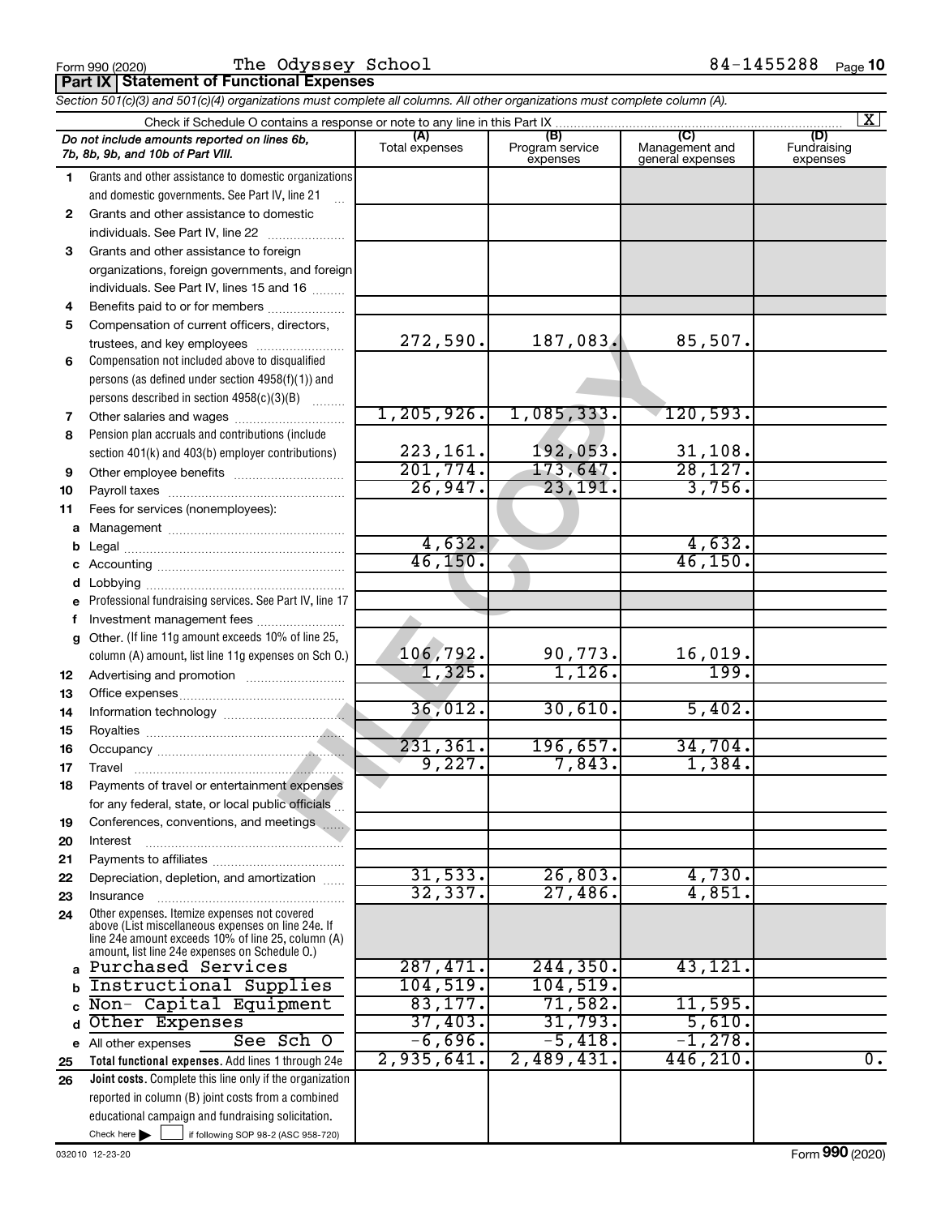Form 990 (2020) The Odyssey School 84-1455288 Page **10**

**Part IX Statement of Functional Expenses**

*Section 501(c)(3) and 501(c)(4) organizations must complete all columns. All other organizations must complete column (A).*

Check if Schedule O contains a response or note to any line in this Part IX ..... [X]

| *Do not include amounts reported on lines 6b, 7b, 8b, 9b, and 10b of Part VIII.* | (A) Total expenses | (B) Program service expenses | (C) Management and general expenses | (D) Fundraising expenses |
|---|---|---|---|---|
| **1** Grants and other assistance to domestic organizations and domestic governments. See Part IV, line 21 | | | | |
| **2** Grants and other assistance to domestic individuals. See Part IV, line 22 | | | | |
| **3** Grants and other assistance to foreign organizations, foreign governments, and foreign individuals. See Part IV, lines 15 and 16 | | | | |
| **4** Benefits paid to or for members | | | | |
| **5** Compensation of current officers, directors, trustees, and key employees | 272,590. | 187,083. | 85,507. | |
| **6** Compensation not included above to disqualified persons (as defined under section 4958(f)(1)) and persons described in section 4958(c)(3)(B) | | | | |
| **7** Other salaries and wages | 1,205,926. | 1,085,333. | 120,593. | |
| **8** Pension plan accruals and contributions (include section 401(k) and 403(b) employer contributions) | 223,161. | 192,053. | 31,108. | |
| **9** Other employee benefits | 201,774. | 173,647. | 28,127. | |
| **10** Payroll taxes | 26,947. | 23,191. | 3,756. | |
| **11** Fees for services (nonemployees): | | | | |
| **a** Management | | | | |
| **b** Legal | 4,632. | | 4,632. | |
| **c** Accounting | 46,150. | | 46,150. | |
| **d** Lobbying | | | | |
| **e** Professional fundraising services. See Part IV, line 17 | | | | |
| **f** Investment management fees | | | | |
| **g** Other. (If line 11g amount exceeds 10% of line 25, column (A) amount, list line 11g expenses on Sch O.) | 106,792. | 90,773. | 16,019. | |
| **12** Advertising and promotion | 1,325. | 1,126. | 199. | |
| **13** Office expenses | | | | |
| **14** Information technology | 36,012. | 30,610. | 5,402. | |
| **15** Royalties | | | | |
| **16** Occupancy | 231,361. | 196,657. | 34,704. | |
| **17** Travel | 9,227. | 7,843. | 1,384. | |
| **18** Payments of travel or entertainment expenses for any federal, state, or local public officials | | | | |
| **19** Conferences, conventions, and meetings | | | | |
| **20** Interest | | | | |
| **21** Payments to affiliates | | | | |
| **22** Depreciation, depletion, and amortization | 31,533. | 26,803. | 4,730. | |
| **23** Insurance | 32,337. | 27,486. | 4,851. | |
| **24** Other expenses. Itemize expenses not covered above (List miscellaneous expenses on line 24e. If line 24e amount exceeds 10% of line 25, column (A) amount, list line 24e expenses on Schedule O.) | | | | |
| **a** Purchased Services | 287,471. | 244,350. | 43,121. | |
| **b** Instructional Supplies | 104,519. | 104,519. | | |
| **c** Non- Capital Equipment | 83,177. | 71,582. | 11,595. | |
| **d** Other Expenses | 37,403. | 31,793. | 5,610. | |
| **e** All other expenses See Sch O | -6,696. | -5,418. | -1,278. | |
| **25 Total functional expenses.** Add lines 1 through 24e | 2,935,641. | 2,489,431. | 446,210. | 0. |
| **26 Joint costs.** Complete this line only if the organization reported in column (B) joint costs from a combined educational campaign and fundraising solicitation. Check here [ ] if following SOP 98-2 (ASC 958-720) | | | | |

032010 12-23-20 Form **990** (2020)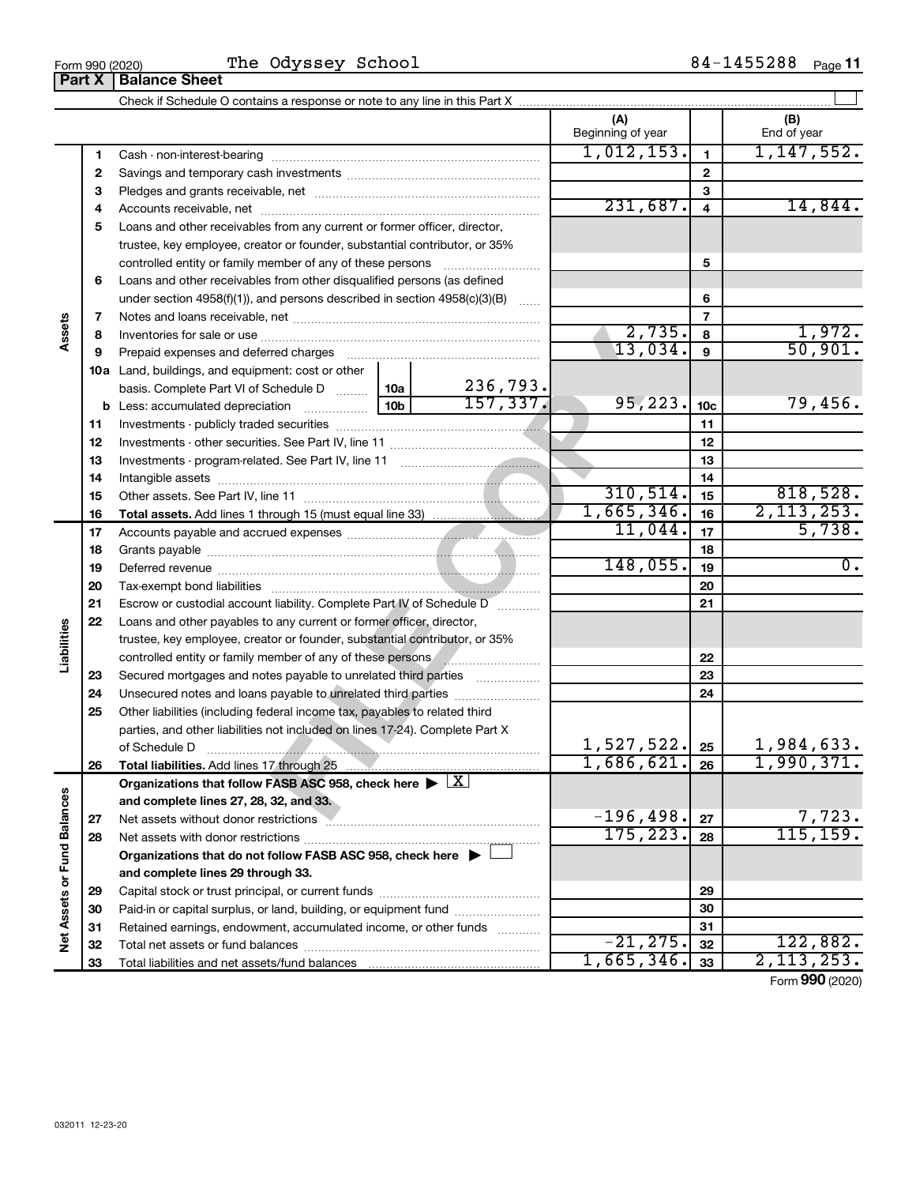Form 990 (2020) The Odyssey School 84-1455288 Page 11

## Part X Balance Sheet

Check if Schedule O contains a response or note to any line in this Part X ☐

| | | | | (A) Beginning of year | | (B) End of year |
|---|---|---|---|---|---|---|
| Assets | 1 | Cash - non-interest-bearing | | 1,012,153. | 1 | 1,147,552. |
| | 2 | Savings and temporary cash investments | | | 2 | |
| | 3 | Pledges and grants receivable, net | | | 3 | |
| | 4 | Accounts receivable, net | | 231,687. | 4 | 14,844. |
| | 5 | Loans and other receivables from any current or former officer, director, trustee, key employee, creator or founder, substantial contributor, or 35% controlled entity or family member of any of these persons | | | 5 | |
| | 6 | Loans and other receivables from other disqualified persons (as defined under section 4958(f)(1)), and persons described in section 4958(c)(3)(B) | | | 6 | |
| | 7 | Notes and loans receivable, net | | | 7 | |
| | 8 | Inventories for sale or use | | 2,735. | 8 | 1,972. |
| | 9 | Prepaid expenses and deferred charges | | 13,034. | 9 | 50,901. |
| | 10a | Land, buildings, and equipment: cost or other basis. Complete Part VI of Schedule D | 10a 236,793. | | | |
| | b | Less: accumulated depreciation | 10b 157,337. | 95,223. | 10c | 79,456. |
| | 11 | Investments - publicly traded securities | | | 11 | |
| | 12 | Investments - other securities. See Part IV, line 11 | | | 12 | |
| | 13 | Investments - program-related. See Part IV, line 11 | | | 13 | |
| | 14 | Intangible assets | | | 14 | |
| | 15 | Other assets. See Part IV, line 11 | | 310,514. | 15 | 818,528. |
| | 16 | **Total assets.** Add lines 1 through 15 (must equal line 33) | | 1,665,346. | 16 | 2,113,253. |
| Liabilities | 17 | Accounts payable and accrued expenses | | 11,044. | 17 | 5,738. |
| | 18 | Grants payable | | | 18 | |
| | 19 | Deferred revenue | | 148,055. | 19 | 0. |
| | 20 | Tax-exempt bond liabilities | | | 20 | |
| | 21 | Escrow or custodial account liability. Complete Part IV of Schedule D | | | 21 | |
| | 22 | Loans and other payables to any current or former officer, director, trustee, key employee, creator or founder, substantial contributor, or 35% controlled entity or family member of any of these persons | | | 22 | |
| | 23 | Secured mortgages and notes payable to unrelated third parties | | | 23 | |
| | 24 | Unsecured notes and loans payable to unrelated third parties | | | 24 | |
| | 25 | Other liabilities (including federal income tax, payables to related third parties, and other liabilities not included on lines 17-24). Complete Part X of Schedule D | | 1,527,522. | 25 | 1,984,633. |
| | 26 | **Total liabilities.** Add lines 17 through 25 | | 1,686,621. | 26 | 1,990,371. |
| Net Assets or Fund Balances | | **Organizations that follow FASB ASC 958, check here ▶ ☒ and complete lines 27, 28, 32, and 33.** | | | | |
| | 27 | Net assets without donor restrictions | | -196,498. | 27 | 7,723. |
| | 28 | Net assets with donor restrictions | | 175,223. | 28 | 115,159. |
| | | **Organizations that do not follow FASB ASC 958, check here ▶ ☐ and complete lines 29 through 33.** | | | | |
| | 29 | Capital stock or trust principal, or current funds | | | 29 | |
| | 30 | Paid-in or capital surplus, or land, building, or equipment fund | | | 30 | |
| | 31 | Retained earnings, endowment, accumulated income, or other funds | | | 31 | |
| | 32 | Total net assets or fund balances | | -21,275. | 32 | 122,882. |
| | 33 | Total liabilities and net assets/fund balances | | 1,665,346. | 33 | 2,113,253. |

Form **990** (2020)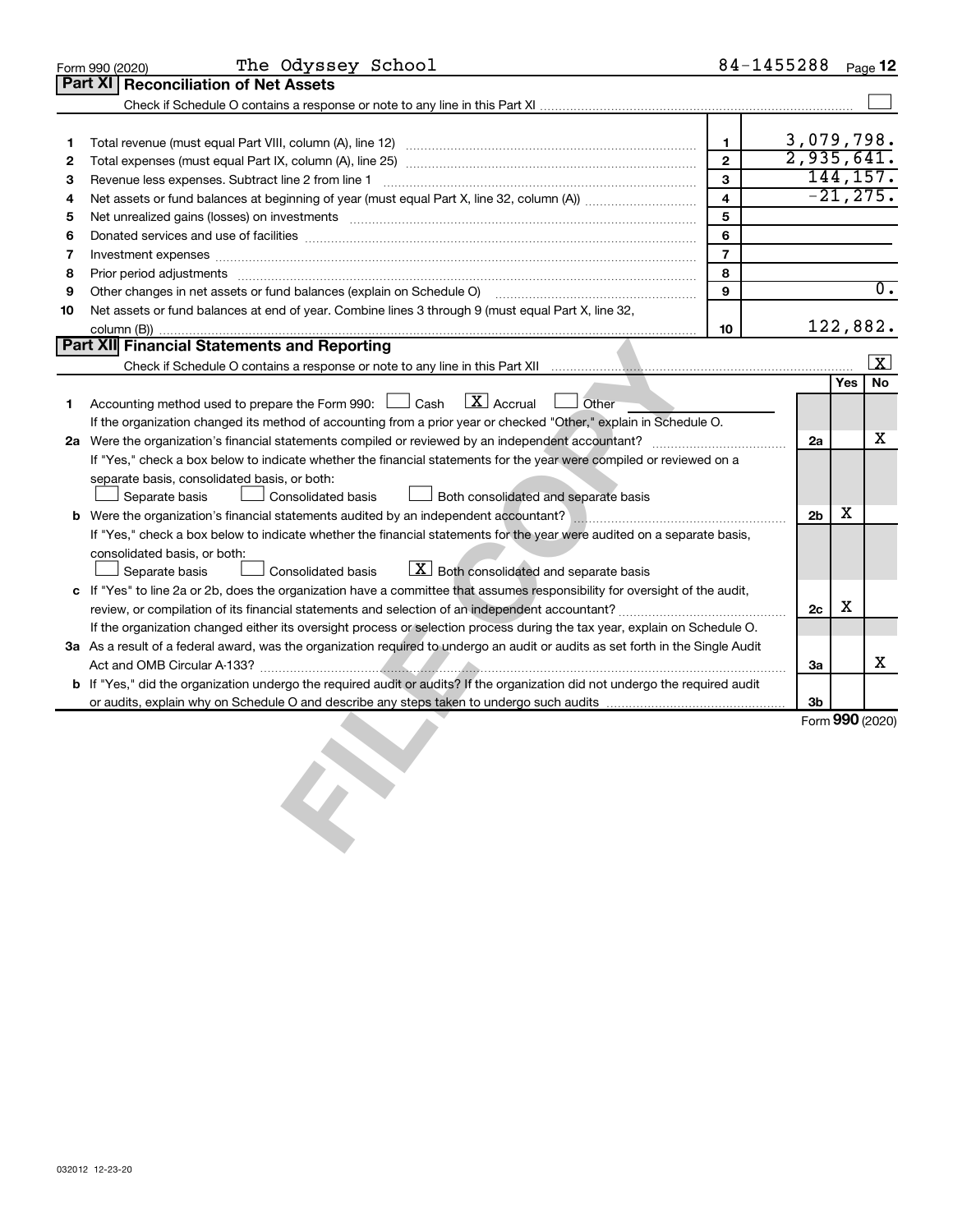Form 990 (2020) The Odyssey School 84-1455288

## Part XI Reconciliation of Net Assets

Check if Schedule O contains a response or note to any line in this Part XI ☐

| | | | |
|---|---|---|---|
| 1 | Total revenue (must equal Part VIII, column (A), line 12) | 1 | 3,079,798. |
| 2 | Total expenses (must equal Part IX, column (A), line 25) | 2 | 2,935,641. |
| 3 | Revenue less expenses. Subtract line 2 from line 1 | 3 | 144,157. |
| 4 | Net assets or fund balances at beginning of year (must equal Part X, line 32, column (A)) | 4 | -21,275. |
| 5 | Net unrealized gains (losses) on investments | 5 | |
| 6 | Donated services and use of facilities | 6 | |
| 7 | Investment expenses | 7 | |
| 8 | Prior period adjustments | 8 | |
| 9 | Other changes in net assets or fund balances (explain on Schedule O) | 9 | 0. |
| 10 | Net assets or fund balances at end of year. Combine lines 3 through 9 (must equal Part X, line 32, column (B)) | 10 | 122,882. |

## Part XII Financial Statements and Reporting

Check if Schedule O contains a response or note to any line in this Part XII [X]

| | | | Yes | No |
|---|---|---|---|---|
| 1 | Accounting method used to prepare the Form 990: ☐ Cash [X] Accrual ☐ Other<br>If the organization changed its method of accounting from a prior year or checked "Other," explain in Schedule O. | | | |
| 2a | Were the organization's financial statements compiled or reviewed by an independent accountant?<br>If "Yes," check a box below to indicate whether the financial statements for the year were compiled or reviewed on a separate basis, consolidated basis, or both:<br>☐ Separate basis ☐ Consolidated basis ☐ Both consolidated and separate basis | 2a | | X |
| b | Were the organization's financial statements audited by an independent accountant?<br>If "Yes," check a box below to indicate whether the financial statements for the year were audited on a separate basis, consolidated basis, or both:<br>☐ Separate basis ☐ Consolidated basis [X] Both consolidated and separate basis | 2b | X | |
| c | If "Yes" to line 2a or 2b, does the organization have a committee that assumes responsibility for oversight of the audit, review, or compilation of its financial statements and selection of an independent accountant?<br>If the organization changed either its oversight process or selection process during the tax year, explain on Schedule O. | 2c | X | |
| 3a | As a result of a federal award, was the organization required to undergo an audit or audits as set forth in the Single Audit Act and OMB Circular A-133? | 3a | | X |
| b | If "Yes," did the organization undergo the required audit or audits? If the organization did not undergo the required audit or audits, explain why on Schedule O and describe any steps taken to undergo such audits | 3b | | |

Form 990 (2020)

032012 12-23-20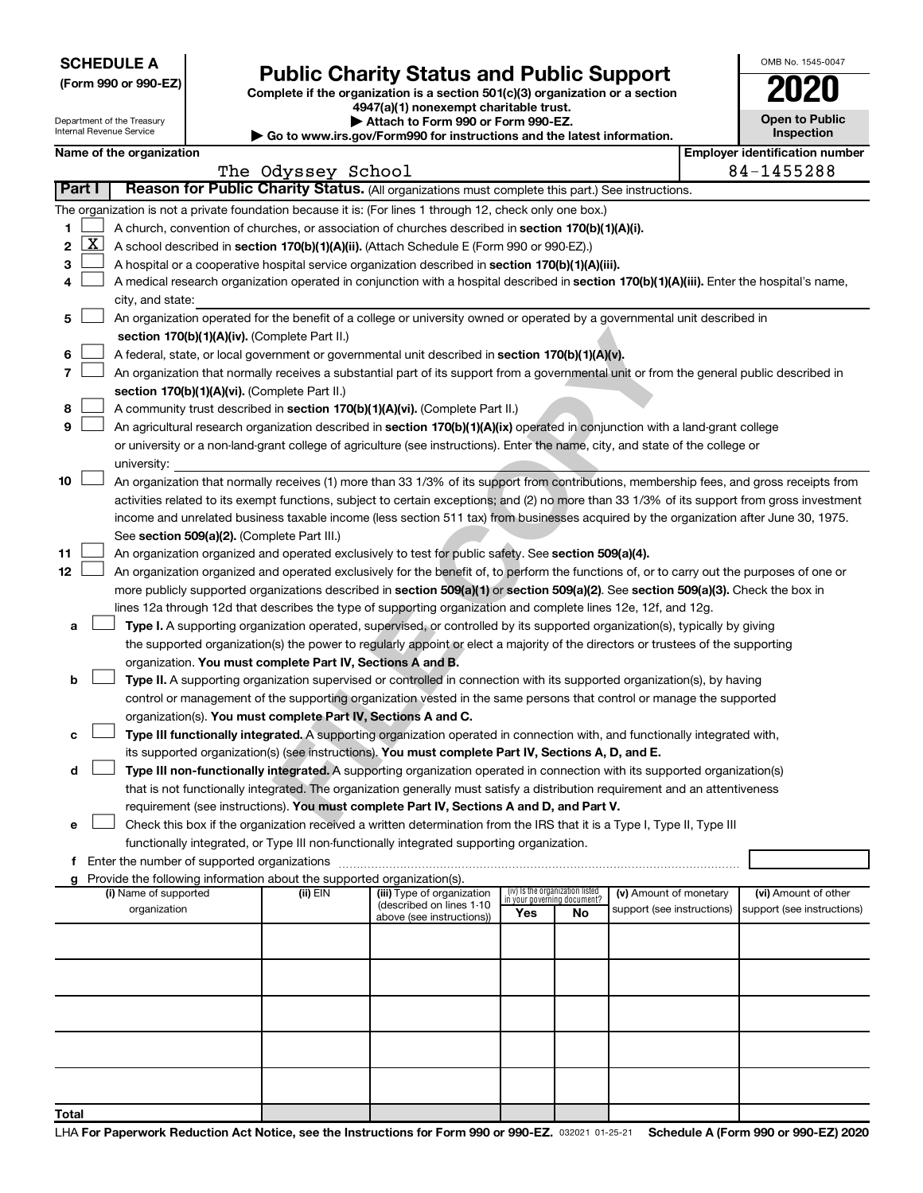**SCHEDULE A**
**(Form 990 or 990-EZ)**

Department of the Treasury
Internal Revenue Service

# Public Charity Status and Public Support

**Complete if the organization is a section 501(c)(3) organization or a section 4947(a)(1) nonexempt charitable trust.**
**▶ Attach to Form 990 or Form 990-EZ.**
**▶ Go to www.irs.gov/Form990 for instructions and the latest information.**

OMB No. 1545-0047

**2020**

**Open to Public Inspection**

**Name of the organization**
The Odyssey School

**Employer identification number**
84-1455288

**Part I** **Reason for Public Charity Status.** (All organizations must complete this part.) See instructions.

The organization is not a private foundation because it is: (For lines 1 through 12, check only one box.)

1 [ ] A church, convention of churches, or association of churches described in **section 170(b)(1)(A)(i).**

2 [X] A school described in **section 170(b)(1)(A)(ii).** (Attach Schedule E (Form 990 or 990-EZ).)

3 [ ] A hospital or a cooperative hospital service organization described in **section 170(b)(1)(A)(iii).**

4 [ ] A medical research organization operated in conjunction with a hospital described in **section 170(b)(1)(A)(iii).** Enter the hospital's name, city, and state:

5 [ ] An organization operated for the benefit of a college or university owned or operated by a governmental unit described in **section 170(b)(1)(A)(iv).** (Complete Part II.)

6 [ ] A federal, state, or local government or governmental unit described in **section 170(b)(1)(A)(v).**

7 [ ] An organization that normally receives a substantial part of its support from a governmental unit or from the general public described in **section 170(b)(1)(A)(vi).** (Complete Part II.)

8 [ ] A community trust described in **section 170(b)(1)(A)(vi).** (Complete Part II.)

9 [ ] An agricultural research organization described in **section 170(b)(1)(A)(ix)** operated in conjunction with a land-grant college or university or a non-land-grant college of agriculture (see instructions). Enter the name, city, and state of the college or university:

10 [ ] An organization that normally receives (1) more than 33 1/3% of its support from contributions, membership fees, and gross receipts from activities related to its exempt functions, subject to certain exceptions; and (2) no more than 33 1/3% of its support from gross investment income and unrelated business taxable income (less section 511 tax) from businesses acquired by the organization after June 30, 1975. See **section 509(a)(2).** (Complete Part III.)

11 [ ] An organization organized and operated exclusively to test for public safety. See **section 509(a)(4).**

12 [ ] An organization organized and operated exclusively for the benefit of, to perform the functions of, or to carry out the purposes of one or more publicly supported organizations described in **section 509(a)(1)** or **section 509(a)(2)**. See **section 509(a)(3).** Check the box in lines 12a through 12d that describes the type of supporting organization and complete lines 12e, 12f, and 12g.

a [ ] **Type I.** A supporting organization operated, supervised, or controlled by its supported organization(s), typically by giving the supported organization(s) the power to regularly appoint or elect a majority of the directors or trustees of the supporting organization. **You must complete Part IV, Sections A and B.**

b [ ] **Type II.** A supporting organization supervised or controlled in connection with its supported organization(s), by having control or management of the supporting organization vested in the same persons that control or manage the supported organization(s). **You must complete Part IV, Sections A and C.**

c [ ] **Type III functionally integrated.** A supporting organization operated in connection with, and functionally integrated with, its supported organization(s) (see instructions). **You must complete Part IV, Sections A, D, and E.**

d [ ] **Type III non-functionally integrated.** A supporting organization operated in connection with its supported organization(s) that is not functionally integrated. The organization generally must satisfy a distribution requirement and an attentiveness requirement (see instructions). **You must complete Part IV, Sections A and D, and Part V.**

e [ ] Check this box if the organization received a written determination from the IRS that it is a Type I, Type II, Type III functionally integrated, or Type III non-functionally integrated supporting organization.

f Enter the number of supported organizations

g Provide the following information about the supported organization(s).

| (i) Name of supported organization | (ii) EIN | (iii) Type of organization (described on lines 1-10 above (see instructions)) | (iv) Is the organization listed in your governing document? Yes | No | (v) Amount of monetary support (see instructions) | (vi) Amount of other support (see instructions) |
|---|---|---|---|---|---|---|
| | | | | | | |
| | | | | | | |
| | | | | | | |
| | | | | | | |
| | | | | | | |
| **Total** | | | | | | |

LHA **For Paperwork Reduction Act Notice, see the Instructions for Form 990 or 990-EZ.** 032021 01-25-21 **Schedule A (Form 990 or 990-EZ) 2020**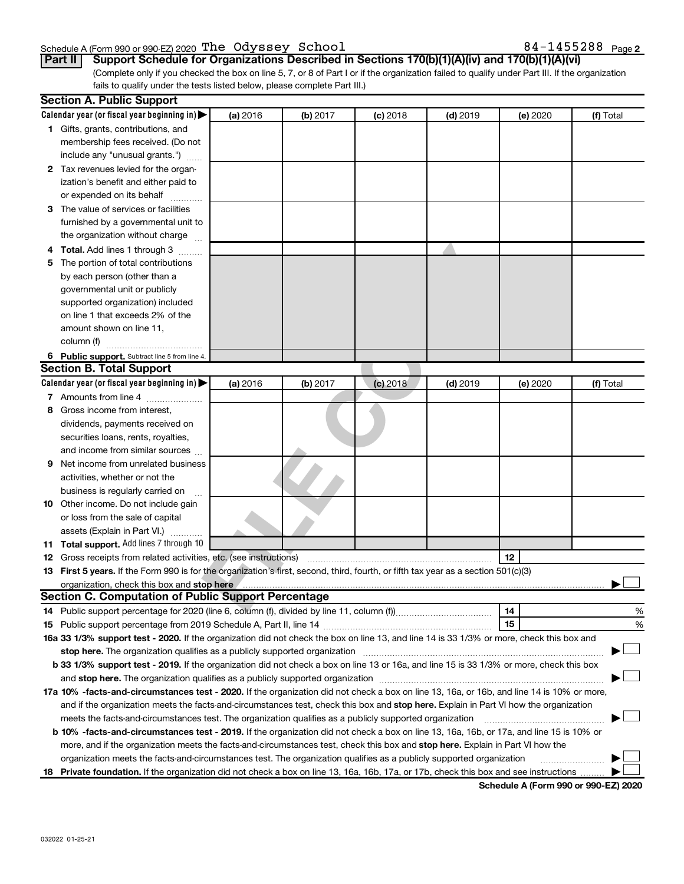Schedule A (Form 990 or 990-EZ) 2020 The Odyssey School 84-1455288 Page 2

**Part II Support Schedule for Organizations Described in Sections 170(b)(1)(A)(iv) and 170(b)(1)(A)(vi)**

(Complete only if you checked the box on line 5, 7, or 8 of Part I or if the organization failed to qualify under Part III. If the organization fails to qualify under the tests listed below, please complete Part III.)

## Section A. Public Support

| Calendar year (or fiscal year beginning in) | (a) 2016 | (b) 2017 | (c) 2018 | (d) 2019 | (e) 2020 | (f) Total |
|---|---|---|---|---|---|---|
| 1 Gifts, grants, contributions, and membership fees received. (Do not include any "unusual grants.") | | | | | | |
| 2 Tax revenues levied for the organization's benefit and either paid to or expended on its behalf | | | | | | |
| 3 The value of services or facilities furnished by a governmental unit to the organization without charge | | | | | | |
| 4 **Total.** Add lines 1 through 3 | | | | | | |
| 5 The portion of total contributions by each person (other than a governmental unit or publicly supported organization) included on line 1 that exceeds 2% of the amount shown on line 11, column (f) | | | | | | |
| 6 **Public support.** Subtract line 5 from line 4. | | | | | | |

## Section B. Total Support

| Calendar year (or fiscal year beginning in) | (a) 2016 | (b) 2017 | (c) 2018 | (d) 2019 | (e) 2020 | (f) Total |
|---|---|---|---|---|---|---|
| 7 Amounts from line 4 | | | | | | |
| 8 Gross income from interest, dividends, payments received on securities loans, rents, royalties, and income from similar sources | | | | | | |
| 9 Net income from unrelated business activities, whether or not the business is regularly carried on | | | | | | |
| 10 Other income. Do not include gain or loss from the sale of capital assets (Explain in Part VI.) | | | | | | |
| 11 **Total support.** Add lines 7 through 10 | | | | | | |

12 Gross receipts from related activities, etc. (see instructions) ..... 12

13 **First 5 years.** If the Form 990 is for the organization's first, second, third, fourth, or fifth tax year as a section 501(c)(3) organization, check this box and **stop here** ☐

## Section C. Computation of Public Support Percentage

14 Public support percentage for 2020 (line 6, column (f), divided by line 11, column (f)) ..... 14 %

15 Public support percentage from 2019 Schedule A, Part II, line 14 ..... 15 %

**16a 33 1/3% support test - 2020.** If the organization did not check the box on line 13, and line 14 is 33 1/3% or more, check this box and **stop here.** The organization qualifies as a publicly supported organization ☐

**b 33 1/3% support test - 2019.** If the organization did not check a box on line 13 or 16a, and line 15 is 33 1/3% or more, check this box and **stop here.** The organization qualifies as a publicly supported organization ☐

**17a 10% -facts-and-circumstances test - 2020.** If the organization did not check a box on line 13, 16a, or 16b, and line 14 is 10% or more, and if the organization meets the facts-and-circumstances test, check this box and **stop here.** Explain in Part VI how the organization meets the facts-and-circumstances test. The organization qualifies as a publicly supported organization ☐

**b 10% -facts-and-circumstances test - 2019.** If the organization did not check a box on line 13, 16a, 16b, or 17a, and line 15 is 10% or more, and if the organization meets the facts-and-circumstances test, check this box and **stop here.** Explain in Part VI how the organization meets the facts-and-circumstances test. The organization qualifies as a publicly supported organization ☐

**18 Private foundation.** If the organization did not check a box on line 13, 16a, 16b, 17a, or 17b, check this box and see instructions ☐

**Schedule A (Form 990 or 990-EZ) 2020**

032022 01-25-21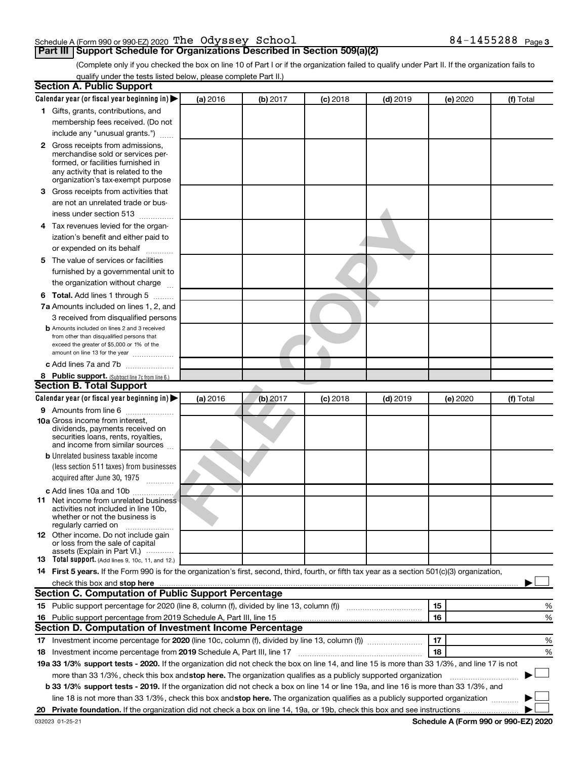Schedule A (Form 990 or 990-EZ) 2020 The Odyssey School 84-1455288 Page 3

## Part III Support Schedule for Organizations Described in Section 509(a)(2)

(Complete only if you checked the box on line 10 of Part I or if the organization failed to qualify under Part II. If the organization fails to qualify under the tests listed below, please complete Part II.)

### Section A. Public Support

| Calendar year (or fiscal year beginning in) ▶ | (a) 2016 | (b) 2017 | (c) 2018 | (d) 2019 | (e) 2020 | (f) Total |
|---|---|---|---|---|---|---|
| 1 Gifts, grants, contributions, and membership fees received. (Do not include any "unusual grants.") | | | | | | |
| 2 Gross receipts from admissions, merchandise sold or services performed, or facilities furnished in any activity that is related to the organization's tax-exempt purpose | | | | | | |
| 3 Gross receipts from activities that are not an unrelated trade or business under section 513 | | | | | | |
| 4 Tax revenues levied for the organization's benefit and either paid to or expended on its behalf | | | | | | |
| 5 The value of services or facilities furnished by a governmental unit to the organization without charge | | | | | | |
| 6 Total. Add lines 1 through 5 | | | | | | |
| 7a Amounts included on lines 1, 2, and 3 received from disqualified persons | | | | | | |
| b Amounts included on lines 2 and 3 received from other than disqualified persons that exceed the greater of $5,000 or 1% of the amount on line 13 for the year | | | | | | |
| c Add lines 7a and 7b | | | | | | |
| 8 Public support. (Subtract line 7c from line 6.) | | | | | | |

### Section B. Total Support

| Calendar year (or fiscal year beginning in) ▶ | (a) 2016 | (b) 2017 | (c) 2018 | (d) 2019 | (e) 2020 | (f) Total |
|---|---|---|---|---|---|---|
| 9 Amounts from line 6 | | | | | | |
| 10a Gross income from interest, dividends, payments received on securities loans, rents, royalties, and income from similar sources | | | | | | |
| b Unrelated business taxable income (less section 511 taxes) from businesses acquired after June 30, 1975 | | | | | | |
| c Add lines 10a and 10b | | | | | | |
| 11 Net income from unrelated business activities not included in line 10b, whether or not the business is regularly carried on | | | | | | |
| 12 Other income. Do not include gain or loss from the sale of capital assets (Explain in Part VI.) | | | | | | |
| 13 Total support. (Add lines 9, 10c, 11, and 12.) | | | | | | |

14 **First 5 years.** If the Form 990 is for the organization's first, second, third, fourth, or fifth tax year as a section 501(c)(3) organization, check this box and **stop here** ▶ ☐

### Section C. Computation of Public Support Percentage

| | | | |
|---|---|---|---|
| 15 | Public support percentage for 2020 (line 8, column (f), divided by line 13, column (f)) | 15 | % |
| 16 | Public support percentage from 2019 Schedule A, Part III, line 15 | 16 | % |

### Section D. Computation of Investment Income Percentage

| | | | |
|---|---|---|---|
| 17 | Investment income percentage for **2020** (line 10c, column (f), divided by line 13, column (f)) | 17 | % |
| 18 | Investment income percentage from **2019** Schedule A, Part III, line 17 | 18 | % |

**19a 33 1/3% support tests - 2020.** If the organization did not check the box on line 14, and line 15 is more than 33 1/3%, and line 17 is not more than 33 1/3%, check this box and **stop here.** The organization qualifies as a publicly supported organization ▶ ☐

**b 33 1/3% support tests - 2019.** If the organization did not check a box on line 14 or line 19a, and line 16 is more than 33 1/3%, and line 18 is not more than 33 1/3%, check this box and **stop here.** The organization qualifies as a publicly supported organization ▶ ☐

**20 Private foundation.** If the organization did not check a box on line 14, 19a, or 19b, check this box and see instructions ▶ ☐

032023 01-25-21 **Schedule A (Form 990 or 990-EZ) 2020**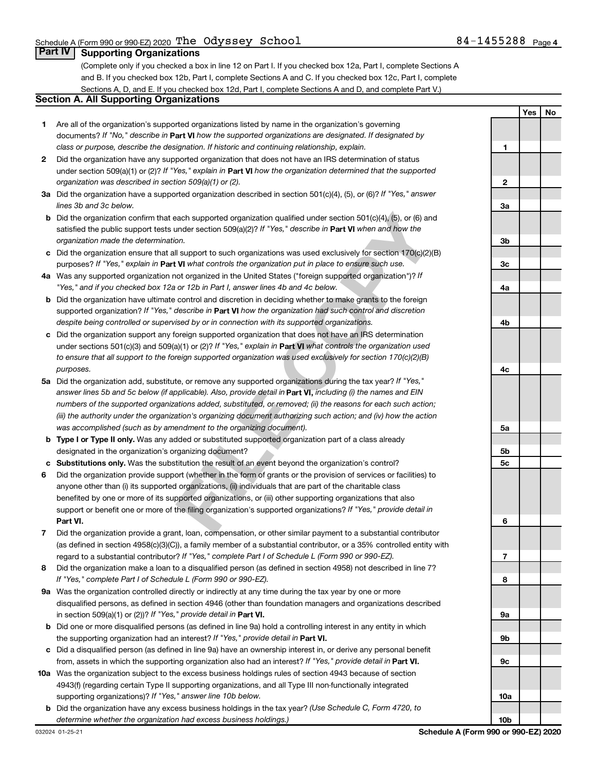Schedule A (Form 990 or 990-EZ) 2020 The Odyssey School 84-1455288 Page 4

## Part IV Supporting Organizations

(Complete only if you checked a box in line 12 on Part I. If you checked box 12a, Part I, complete Sections A and B. If you checked box 12b, Part I, complete Sections A and C. If you checked box 12c, Part I, complete Sections A, D, and E. If you checked box 12d, Part I, complete Sections A and D, and complete Part V.)

### Section A. All Supporting Organizations

| | | | Yes | No |
|---|---|---|---|---|
| **1** | Are all of the organization's supported organizations listed by name in the organization's governing documents? *If "No," describe in* **Part VI** *how the supported organizations are designated. If designated by class or purpose, describe the designation. If historic and continuing relationship, explain.* | 1 | | |
| **2** | Did the organization have any supported organization that does not have an IRS determination of status under section 509(a)(1) or (2)? *If "Yes," explain in* **Part VI** *how the organization determined that the supported organization was described in section 509(a)(1) or (2).* | 2 | | |
| **3a** | Did the organization have a supported organization described in section 501(c)(4), (5), or (6)? *If "Yes," answer lines 3b and 3c below.* | 3a | | |
| **b** | Did the organization confirm that each supported organization qualified under section 501(c)(4), (5), or (6) and satisfied the public support tests under section 509(a)(2)? *If "Yes," describe in* **Part VI** *when and how the organization made the determination.* | 3b | | |
| **c** | Did the organization ensure that all support to such organizations was used exclusively for section 170(c)(2)(B) purposes? *If "Yes," explain in* **Part VI** *what controls the organization put in place to ensure such use.* | 3c | | |
| **4a** | Was any supported organization not organized in the United States ("foreign supported organization")? *If "Yes," and if you checked box 12a or 12b in Part I, answer lines 4b and 4c below.* | 4a | | |
| **b** | Did the organization have ultimate control and discretion in deciding whether to make grants to the foreign supported organization? *If "Yes," describe in* **Part VI** *how the organization had such control and discretion despite being controlled or supervised by or in connection with its supported organizations.* | 4b | | |
| **c** | Did the organization support any foreign supported organization that does not have an IRS determination under sections 501(c)(3) and 509(a)(1) or (2)? *If "Yes," explain in* **Part VI** *what controls the organization used to ensure that all support to the foreign supported organization was used exclusively for section 170(c)(2)(B) purposes.* | 4c | | |
| **5a** | Did the organization add, substitute, or remove any supported organizations during the tax year? *If "Yes," answer lines 5b and 5c below (if applicable). Also, provide detail in* **Part VI,** *including (i) the names and EIN numbers of the supported organizations added, substituted, or removed; (ii) the reasons for each such action; (iii) the authority under the organization's organizing document authorizing such action; and (iv) how the action was accomplished (such as by amendment to the organizing document).* | 5a | | |
| **b** | **Type I or Type II only.** Was any added or substituted supported organization part of a class already designated in the organization's organizing document? | 5b | | |
| **c** | **Substitutions only.** Was the substitution the result of an event beyond the organization's control? | 5c | | |
| **6** | Did the organization provide support (whether in the form of grants or the provision of services or facilities) to anyone other than (i) its supported organizations, (ii) individuals that are part of the charitable class benefited by one or more of its supported organizations, or (iii) other supporting organizations that also support or benefit one or more of the filing organization's supported organizations? *If "Yes," provide detail in* **Part VI.** | 6 | | |
| **7** | Did the organization provide a grant, loan, compensation, or other similar payment to a substantial contributor (as defined in section 4958(c)(3)(C)), a family member of a substantial contributor, or a 35% controlled entity with regard to a substantial contributor? *If "Yes," complete Part I of Schedule L (Form 990 or 990-EZ).* | 7 | | |
| **8** | Did the organization make a loan to a disqualified person (as defined in section 4958) not described in line 7? *If "Yes," complete Part I of Schedule L (Form 990 or 990-EZ).* | 8 | | |
| **9a** | Was the organization controlled directly or indirectly at any time during the tax year by one or more disqualified persons, as defined in section 4946 (other than foundation managers and organizations described in section 509(a)(1) or (2))? *If "Yes," provide detail in* **Part VI.** | 9a | | |
| **b** | Did one or more disqualified persons (as defined in line 9a) hold a controlling interest in any entity in which the supporting organization had an interest? *If "Yes," provide detail in* **Part VI.** | 9b | | |
| **c** | Did a disqualified person (as defined in line 9a) have an ownership interest in, or derive any personal benefit from, assets in which the supporting organization also had an interest? *If "Yes," provide detail in* **Part VI.** | 9c | | |
| **10a** | Was the organization subject to the excess business holdings rules of section 4943 because of section 4943(f) (regarding certain Type II supporting organizations, and all Type III non-functionally integrated supporting organizations)? *If "Yes," answer line 10b below.* | 10a | | |
| **b** | Did the organization have any excess business holdings in the tax year? *(Use Schedule C, Form 4720, to determine whether the organization had excess business holdings.)* | 10b | | |

032024 01-25-21 **Schedule A (Form 990 or 990-EZ) 2020**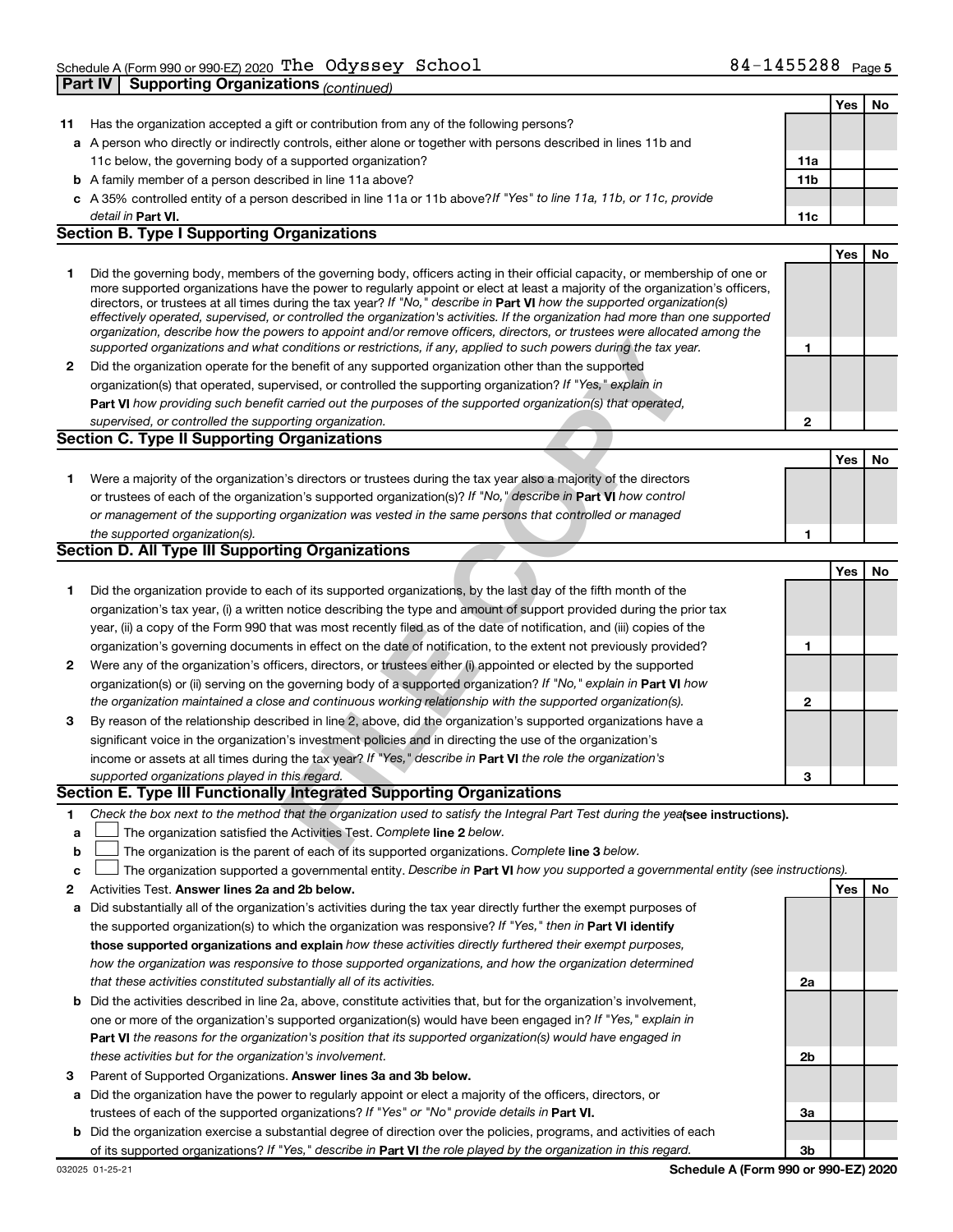Schedule A (Form 990 or 990-EZ) 2020 The Odyssey School 84-1455288 Page 5

## Part IV Supporting Organizations *(continued)*

| | | | Yes | No |
|---|---|---|---|---|
| **11** | Has the organization accepted a gift or contribution from any of the following persons? | | | |
| **a** | A person who directly or indirectly controls, either alone or together with persons described in lines 11b and 11c below, the governing body of a supported organization? | **11a** | | |
| **b** | A family member of a person described in line 11a above? | **11b** | | |
| **c** | A 35% controlled entity of a person described in line 11a or 11b above? *If "Yes" to line 11a, 11b, or 11c, provide detail in* **Part VI.** | **11c** | | |

### Section B. Type I Supporting Organizations

| | | | Yes | No |
|---|---|---|---|---|
| **1** | Did the governing body, members of the governing body, officers acting in their official capacity, or membership of one or more supported organizations have the power to regularly appoint or elect at least a majority of the organization's officers, directors, or trustees at all times during the tax year? *If "No," describe in* **Part VI** *how the supported organization(s) effectively operated, supervised, or controlled the organization's activities. If the organization had more than one supported organization, describe how the powers to appoint and/or remove officers, directors, or trustees were allocated among the supported organizations and what conditions or restrictions, if any, applied to such powers during the tax year.* | **1** | | |
| **2** | Did the organization operate for the benefit of any supported organization other than the supported organization(s) that operated, supervised, or controlled the supporting organization? *If "Yes," explain in* **Part VI** *how providing such benefit carried out the purposes of the supported organization(s) that operated, supervised, or controlled the supporting organization.* | **2** | | |

### Section C. Type II Supporting Organizations

| | | | Yes | No |
|---|---|---|---|---|
| **1** | Were a majority of the organization's directors or trustees during the tax year also a majority of the directors or trustees of each of the organization's supported organization(s)? *If "No," describe in* **Part VI** *how control or management of the supporting organization was vested in the same persons that controlled or managed the supported organization(s).* | **1** | | |

### Section D. All Type III Supporting Organizations

| | | | Yes | No |
|---|---|---|---|---|
| **1** | Did the organization provide to each of its supported organizations, by the last day of the fifth month of the organization's tax year, (i) a written notice describing the type and amount of support provided during the prior tax year, (ii) a copy of the Form 990 that was most recently filed as of the date of notification, and (iii) copies of the organization's governing documents in effect on the date of notification, to the extent not previously provided? | **1** | | |
| **2** | Were any of the organization's officers, directors, or trustees either (i) appointed or elected by the supported organization(s) or (ii) serving on the governing body of a supported organization? *If "No," explain in* **Part VI** *how the organization maintained a close and continuous working relationship with the supported organization(s).* | **2** | | |
| **3** | By reason of the relationship described in line 2, above, did the organization's supported organizations have a significant voice in the organization's investment policies and in directing the use of the organization's income or assets at all times during the tax year? *If "Yes," describe in* **Part VI** *the role the organization's supported organizations played in this regard.* | **3** | | |

### Section E. Type III Functionally Integrated Supporting Organizations

**1** *Check the box next to the method that the organization used to satisfy the Integral Part Test during the year* **(see instructions).**

- **a** ☐ The organization satisfied the Activities Test. *Complete* **line 2** *below.*
- **b** ☐ The organization is the parent of each of its supported organizations. *Complete* **line 3** *below.*
- **c** ☐ The organization supported a governmental entity. *Describe in* **Part VI** *how you supported a governmental entity (see instructions).*

| | | | Yes | No |
|---|---|---|---|---|
| **2** | Activities Test. **Answer lines 2a and 2b below.** | | | |
| **a** | Did substantially all of the organization's activities during the tax year directly further the exempt purposes of the supported organization(s) to which the organization was responsive? *If "Yes," then in* **Part VI identify those supported organizations and explain** *how these activities directly furthered their exempt purposes, how the organization was responsive to those supported organizations, and how the organization determined that these activities constituted substantially all of its activities.* | **2a** | | |
| **b** | Did the activities described in line 2a, above, constitute activities that, but for the organization's involvement, one or more of the organization's supported organization(s) would have been engaged in? *If "Yes," explain in* **Part VI** *the reasons for the organization's position that its supported organization(s) would have engaged in these activities but for the organization's involvement.* | **2b** | | |
| **3** | Parent of Supported Organizations. **Answer lines 3a and 3b below.** | | | |
| **a** | Did the organization have the power to regularly appoint or elect a majority of the officers, directors, or trustees of each of the supported organizations? *If "Yes" or "No" provide details in* **Part VI.** | **3a** | | |
| **b** | Did the organization exercise a substantial degree of direction over the policies, programs, and activities of each of its supported organizations? *If "Yes," describe in* **Part VI** *the role played by the organization in this regard.* | **3b** | | |

032025 01-25-21 **Schedule A (Form 990 or 990-EZ) 2020**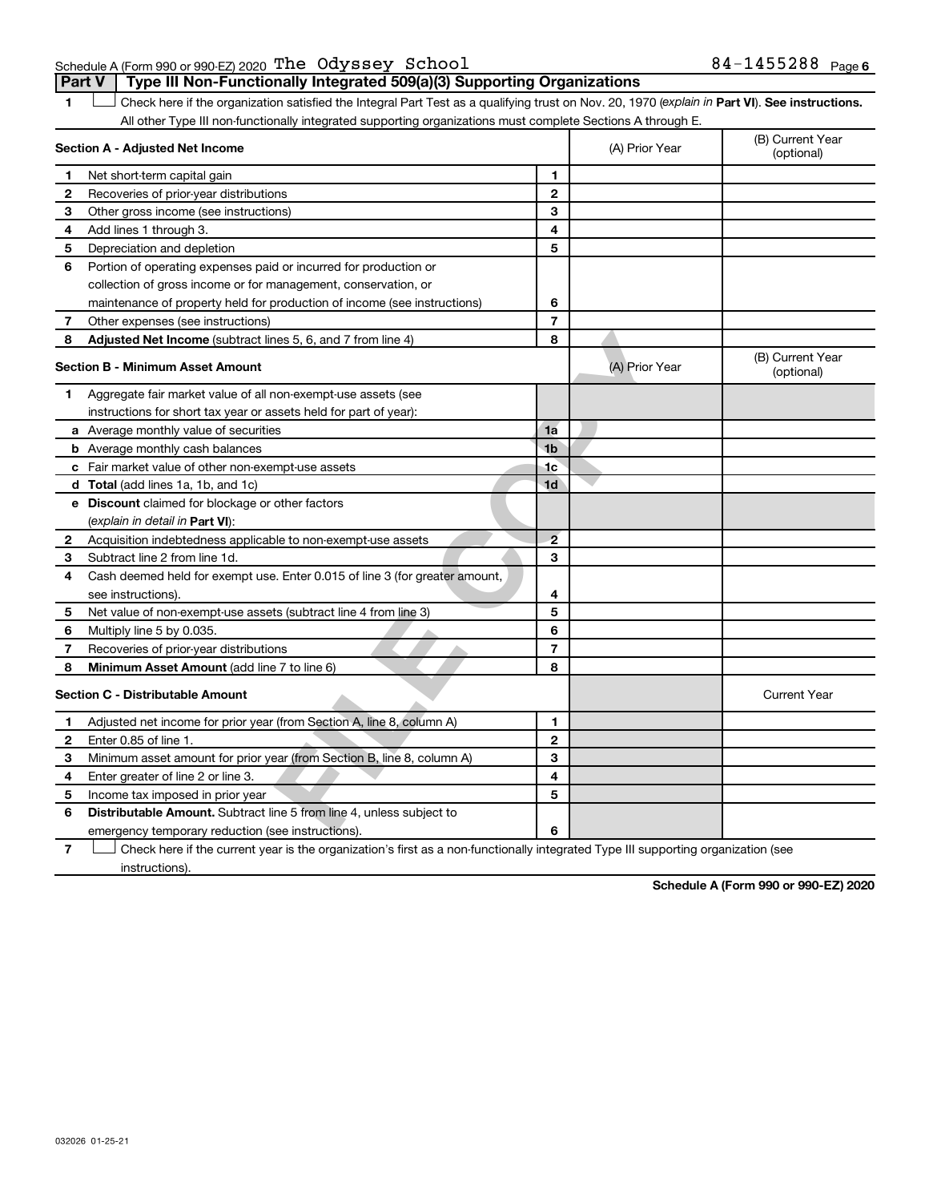Schedule A (Form 990 or 990-EZ) 2020 The Odyssey School 84-1455288

## Part V | Type III Non-Functionally Integrated 509(a)(3) Supporting Organizations

1 ☐ Check here if the organization satisfied the Integral Part Test as a qualifying trust on Nov. 20, 1970 (*explain in* **Part VI**). **See instructions.** All other Type III non-functionally integrated supporting organizations must complete Sections A through E.

| **Section A - Adjusted Net Income** | | | (A) Prior Year | (B) Current Year (optional) |
|---|---|---|---|---|
| **1** | Net short-term capital gain | 1 | | |
| **2** | Recoveries of prior-year distributions | 2 | | |
| **3** | Other gross income (see instructions) | 3 | | |
| **4** | Add lines 1 through 3. | 4 | | |
| **5** | Depreciation and depletion | 5 | | |
| **6** | Portion of operating expenses paid or incurred for production or collection of gross income or for management, conservation, or maintenance of property held for production of income (see instructions) | 6 | | |
| **7** | Other expenses (see instructions) | 7 | | |
| **8** | **Adjusted Net Income** (subtract lines 5, 6, and 7 from line 4) | 8 | | |

| **Section B - Minimum Asset Amount** | | | (A) Prior Year | (B) Current Year (optional) |
|---|---|---|---|---|
| **1** | Aggregate fair market value of all non-exempt-use assets (see instructions for short tax year or assets held for part of year): | | | |
| **a** | Average monthly value of securities | 1a | | |
| **b** | Average monthly cash balances | 1b | | |
| **c** | Fair market value of other non-exempt-use assets | 1c | | |
| **d** | **Total** (add lines 1a, 1b, and 1c) | 1d | | |
| **e** | **Discount** claimed for blockage or other factors (*explain in detail in* **Part VI**): | | | |
| **2** | Acquisition indebtedness applicable to non-exempt-use assets | 2 | | |
| **3** | Subtract line 2 from line 1d. | 3 | | |
| **4** | Cash deemed held for exempt use. Enter 0.015 of line 3 (for greater amount, see instructions). | 4 | | |
| **5** | Net value of non-exempt-use assets (subtract line 4 from line 3) | 5 | | |
| **6** | Multiply line 5 by 0.035. | 6 | | |
| **7** | Recoveries of prior-year distributions | 7 | | |
| **8** | **Minimum Asset Amount** (add line 7 to line 6) | 8 | | |

| **Section C - Distributable Amount** | | | | Current Year |
|---|---|---|---|---|
| **1** | Adjusted net income for prior year (from Section A, line 8, column A) | 1 | | |
| **2** | Enter 0.85 of line 1. | 2 | | |
| **3** | Minimum asset amount for prior year (from Section B, line 8, column A) | 3 | | |
| **4** | Enter greater of line 2 or line 3. | 4 | | |
| **5** | Income tax imposed in prior year | 5 | | |
| **6** | **Distributable Amount.** Subtract line 5 from line 4, unless subject to emergency temporary reduction (see instructions). | 6 | | |

7 ☐ Check here if the current year is the organization's first as a non-functionally integrated Type III supporting organization (see instructions).

**Schedule A (Form 990 or 990-EZ) 2020**

032026 01-25-21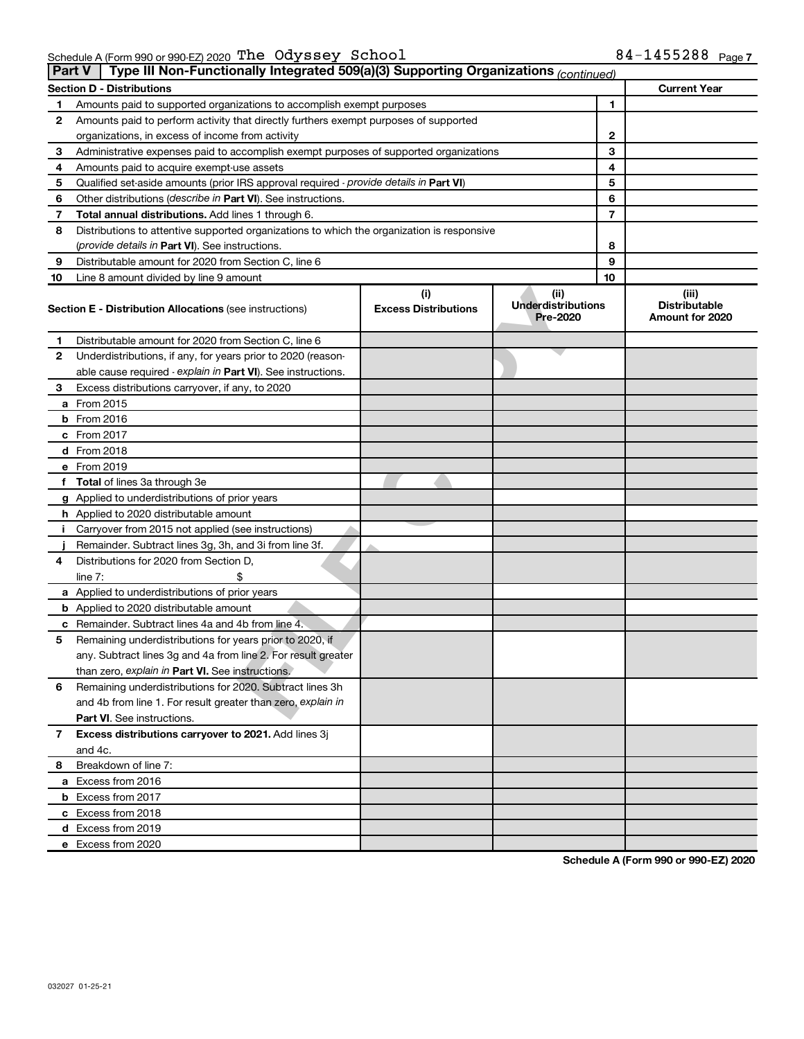Schedule A (Form 990 or 990-EZ) 2020 The Odyssey School 84-1455288 Page 7

## Part V Type III Non-Functionally Integrated 509(a)(3) Supporting Organizations *(continued)*

| Section D - Distributions | | | Current Year |
|---|---|---|---|
| 1 | Amounts paid to supported organizations to accomplish exempt purposes | 1 | |
| 2 | Amounts paid to perform activity that directly furthers exempt purposes of supported organizations, in excess of income from activity | 2 | |
| 3 | Administrative expenses paid to accomplish exempt purposes of supported organizations | 3 | |
| 4 | Amounts paid to acquire exempt-use assets | 4 | |
| 5 | Qualified set-aside amounts (prior IRS approval required - *provide details in* **Part VI**) | 5 | |
| 6 | Other distributions (*describe in* **Part VI**). See instructions. | 6 | |
| 7 | **Total annual distributions.** Add lines 1 through 6. | 7 | |
| 8 | Distributions to attentive supported organizations to which the organization is responsive (*provide details in* **Part VI**). See instructions. | 8 | |
| 9 | Distributable amount for 2020 from Section C, line 6 | 9 | |
| 10 | Line 8 amount divided by line 9 amount | 10 | |

| | **Section E - Distribution Allocations** (see instructions) | (i) Excess Distributions | (ii) Underdistributions Pre-2020 | (iii) Distributable Amount for 2020 |
|---|---|---|---|---|
| 1 | Distributable amount for 2020 from Section C, line 6 | | | |
| 2 | Underdistributions, if any, for years prior to 2020 (reasonable cause required - *explain in* **Part VI**). See instructions. | | | |
| 3 | Excess distributions carryover, if any, to 2020 | | | |
| a | From 2015 | | | |
| b | From 2016 | | | |
| c | From 2017 | | | |
| d | From 2018 | | | |
| e | From 2019 | | | |
| f | **Total** of lines 3a through 3e | | | |
| g | Applied to underdistributions of prior years | | | |
| h | Applied to 2020 distributable amount | | | |
| i | Carryover from 2015 not applied (see instructions) | | | |
| j | Remainder. Subtract lines 3g, 3h, and 3i from line 3f. | | | |
| 4 | Distributions for 2020 from Section D, line 7: $ | | | |
| a | Applied to underdistributions of prior years | | | |
| b | Applied to 2020 distributable amount | | | |
| c | Remainder. Subtract lines 4a and 4b from line 4. | | | |
| 5 | Remaining underdistributions for years prior to 2020, if any. Subtract lines 3g and 4a from line 2. For result greater than zero, *explain in* **Part VI.** See instructions. | | | |
| 6 | Remaining underdistributions for 2020. Subtract lines 3h and 4b from line 1. For result greater than zero, *explain in* **Part VI**. See instructions. | | | |
| 7 | **Excess distributions carryover to 2021.** Add lines 3j and 4c. | | | |
| 8 | Breakdown of line 7: | | | |
| a | Excess from 2016 | | | |
| b | Excess from 2017 | | | |
| c | Excess from 2018 | | | |
| d | Excess from 2019 | | | |
| e | Excess from 2020 | | | |

**Schedule A (Form 990 or 990-EZ) 2020**

032027 01-25-21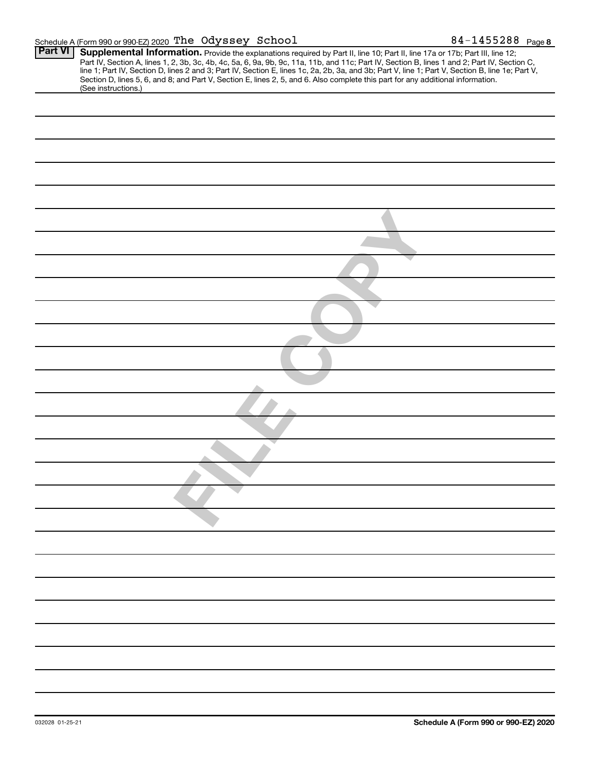Schedule A (Form 990 or 990-EZ) 2020 The Odyssey School 84-1455288 Page 8

**Part VI** **Supplemental Information.** Provide the explanations required by Part II, line 10; Part II, line 17a or 17b; Part III, line 12; Part IV, Section A, lines 1, 2, 3b, 3c, 4b, 4c, 5a, 6, 9a, 9b, 9c, 11a, 11b, and 11c; Part IV, Section B, lines 1 and 2; Part IV, Section C, line 1; Part IV, Section D, lines 2 and 3; Part IV, Section E, lines 1c, 2a, 2b, 3a, and 3b; Part V, line 1; Part V, Section B, line 1e; Part V, Section D, lines 5, 6, and 8; and Part V, Section E, lines 2, 5, and 6. Also complete this part for any additional information. (See instructions.)

FILE COPY

032028 01-25-21 **Schedule A (Form 990 or 990-EZ) 2020**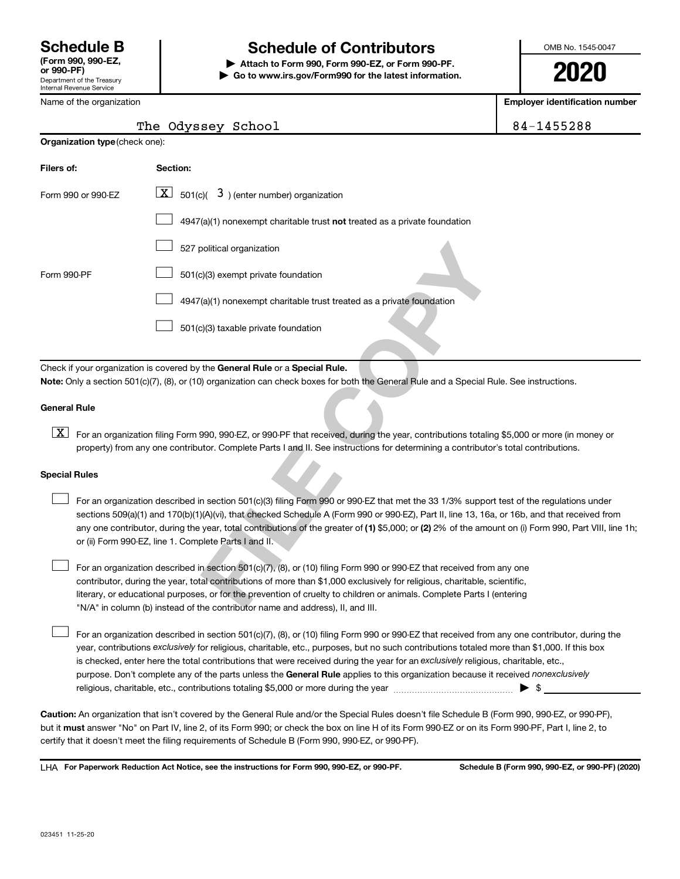# Schedule B

**(Form 990, 990-EZ, or 990-PF)**
Department of the Treasury
Internal Revenue Service

## Schedule of Contributors

▶ **Attach to Form 990, Form 990-EZ, or Form 990-PF.**
▶ **Go to www.irs.gov/Form990 for the latest information.**

OMB No. 1545-0047

**2020**

Name of the organization: The Odyssey School

**Employer identification number**: 84-1455288

**Organization type** (check one):

| Filers of: | Section: |
|---|---|
| Form 990 or 990-EZ | [X] 501(c)( 3 ) (enter number) organization |
| | [ ] 4947(a)(1) nonexempt charitable trust **not** treated as a private foundation |
| | [ ] 527 political organization |
| Form 990-PF | [ ] 501(c)(3) exempt private foundation |
| | [ ] 4947(a)(1) nonexempt charitable trust treated as a private foundation |
| | [ ] 501(c)(3) taxable private foundation |

Check if your organization is covered by the **General Rule** or a **Special Rule.**

**Note:** Only a section 501(c)(7), (8), or (10) organization can check boxes for both the General Rule and a Special Rule. See instructions.

### General Rule

[X] For an organization filing Form 990, 990-EZ, or 990-PF that received, during the year, contributions totaling $5,000 or more (in money or property) from any one contributor. Complete Parts I and II. See instructions for determining a contributor's total contributions.

### Special Rules

[ ] For an organization described in section 501(c)(3) filing Form 990 or 990-EZ that met the 33 1/3% support test of the regulations under sections 509(a)(1) and 170(b)(1)(A)(vi), that checked Schedule A (Form 990 or 990-EZ), Part II, line 13, 16a, or 16b, and that received from any one contributor, during the year, total contributions of the greater of **(1)** $5,000; or **(2)** 2% of the amount on (i) Form 990, Part VIII, line 1h; or (ii) Form 990-EZ, line 1. Complete Parts I and II.

[ ] For an organization described in section 501(c)(7), (8), or (10) filing Form 990 or 990-EZ that received from any one contributor, during the year, total contributions of more than $1,000 exclusively for religious, charitable, scientific, literary, or educational purposes, or for the prevention of cruelty to children or animals. Complete Parts I (entering "N/A" in column (b) instead of the contributor name and address), II, and III.

[ ] For an organization described in section 501(c)(7), (8), or (10) filing Form 990 or 990-EZ that received from any one contributor, during the year, contributions *exclusively* for religious, charitable, etc., purposes, but no such contributions totaled more than $1,000. If this box is checked, enter here the total contributions that were received during the year for an *exclusively* religious, charitable, etc., purpose. Don't complete any of the parts unless the **General Rule** applies to this organization because it received *nonexclusively* religious, charitable, etc., contributions totaling $5,000 or more during the year ▶ $

**Caution:** An organization that isn't covered by the General Rule and/or the Special Rules doesn't file Schedule B (Form 990, 990-EZ, or 990-PF), but it **must** answer "No" on Part IV, line 2, of its Form 990; or check the box on line H of its Form 990-EZ or on its Form 990-PF, Part I, line 2, to certify that it doesn't meet the filing requirements of Schedule B (Form 990, 990-EZ, or 990-PF).

LHA **For Paperwork Reduction Act Notice, see the instructions for Form 990, 990-EZ, or 990-PF.** **Schedule B (Form 990, 990-EZ, or 990-PF) (2020)**

023451 11-25-20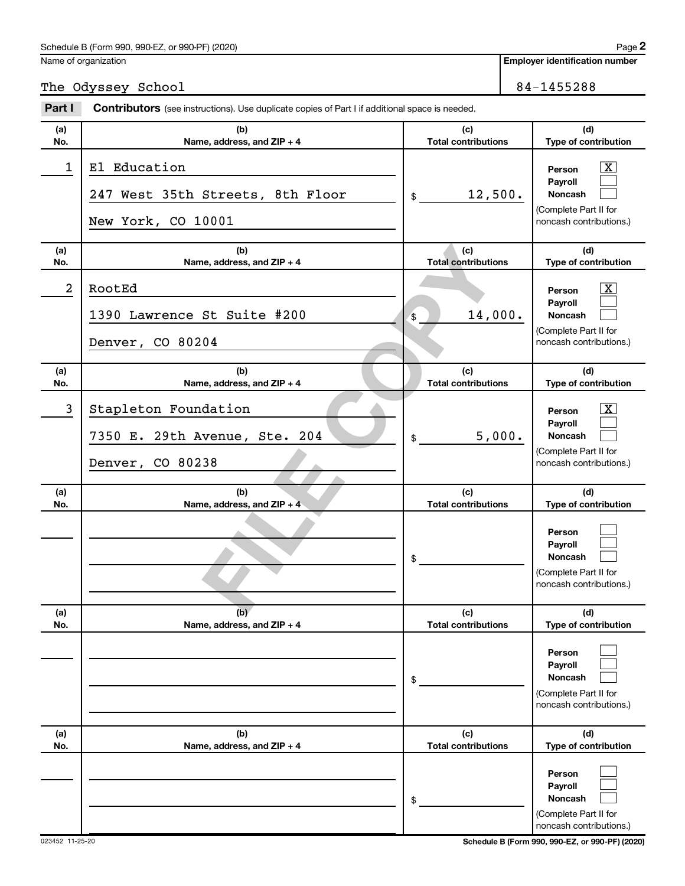Schedule B (Form 990, 990-EZ, or 990-PF) (2020)

Name of organization: The Odyssey School

Employer identification number: 84-1455288

## Part I Contributors (see instructions). Use duplicate copies of Part I if additional space is needed.

| (a) No. | (b) Name, address, and ZIP + 4 | (c) Total contributions | (d) Type of contribution |
|---|---|---|---|
| 1 | El Education<br>247 West 35th Streets, 8th Floor<br>New York, CO 10001 | $ 12,500. | Person [X]<br>Payroll [ ]<br>Noncash [ ]<br>(Complete Part II for noncash contributions.) |
| 2 | RootEd<br>1390 Lawrence St Suite #200<br>Denver, CO 80204 | $ 14,000. | Person [X]<br>Payroll [ ]<br>Noncash [ ]<br>(Complete Part II for noncash contributions.) |
| 3 | Stapleton Foundation<br>7350 E. 29th Avenue, Ste. 204<br>Denver, CO 80238 | $ 5,000. | Person [X]<br>Payroll [ ]<br>Noncash [ ]<br>(Complete Part II for noncash contributions.) |
| | | $ | Person [ ]<br>Payroll [ ]<br>Noncash [ ]<br>(Complete Part II for noncash contributions.) |
| | | $ | Person [ ]<br>Payroll [ ]<br>Noncash [ ]<br>(Complete Part II for noncash contributions.) |
| | | $ | Person [ ]<br>Payroll [ ]<br>Noncash [ ]<br>(Complete Part II for noncash contributions.) |

FILE COPY

023452 11-25-20

Schedule B (Form 990, 990-EZ, or 990-PF) (2020)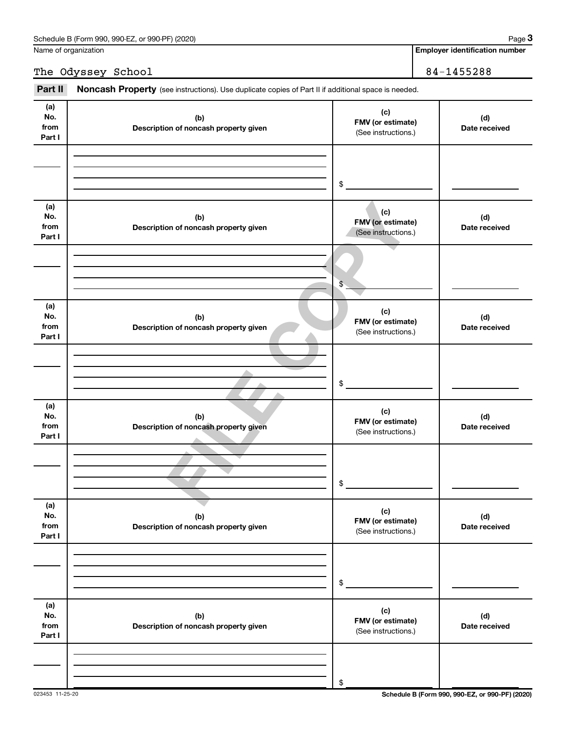Name of organization | Employer identification number

The Odyssey School | 84-1455288

**Part II** **Noncash Property** (see instructions). Use duplicate copies of Part II if additional space is needed.

| (a) No. from Part I | (b) Description of noncash property given | (c) FMV (or estimate) (See instructions.) | (d) Date received |
|---|---|---|---|
| | | $ | |

| (a) No. from Part I | (b) Description of noncash property given | (c) FMV (or estimate) (See instructions.) | (d) Date received |
|---|---|---|---|
| | | $ | |

| (a) No. from Part I | (b) Description of noncash property given | (c) FMV (or estimate) (See instructions.) | (d) Date received |
|---|---|---|---|
| | | $ | |

| (a) No. from Part I | (b) Description of noncash property given | (c) FMV (or estimate) (See instructions.) | (d) Date received |
|---|---|---|---|
| | | $ | |

| (a) No. from Part I | (b) Description of noncash property given | (c) FMV (or estimate) (See instructions.) | (d) Date received |
|---|---|---|---|
| | | $ | |

| (a) No. from Part I | (b) Description of noncash property given | (c) FMV (or estimate) (See instructions.) | (d) Date received |
|---|---|---|---|
| | | $ | |

FILE COPY

023453 11-25-20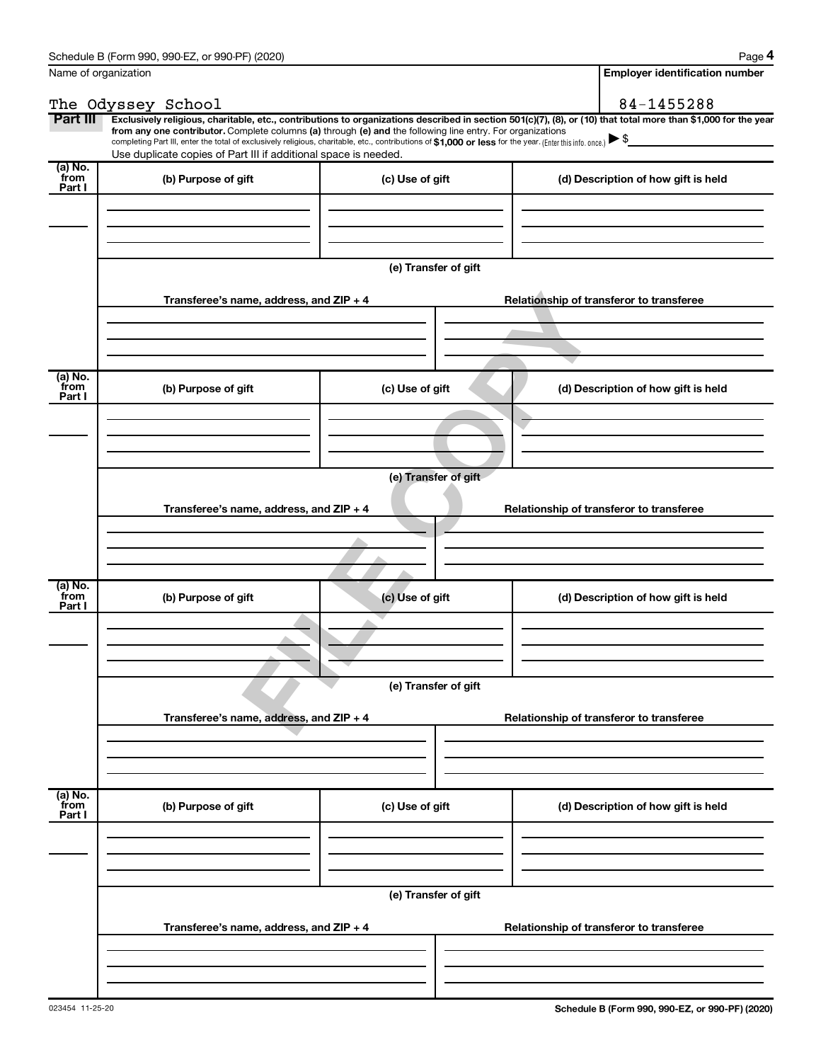Name of organization

The Odyssey School

**Employer identification number**

84-1455288

**Part III** **Exclusively religious, charitable, etc., contributions to organizations described in section 501(c)(7), (8), or (10) that total more than $1,000 for the year from any one contributor.** Complete columns **(a)** through **(e) and** the following line entry. For organizations completing Part III, enter the total of exclusively religious, charitable, etc., contributions of **$1,000 or less** for the year. (Enter this info. once.) ▶ $

Use duplicate copies of Part III if additional space is needed.

| (a) No. from Part I | (b) Purpose of gift | (c) Use of gift | (d) Description of how gift is held |
|---|---|---|---|
| | | | |

(e) Transfer of gift

| Transferee's name, address, and ZIP + 4 | Relationship of transferor to transferee |
|---|---|
| | |

| (a) No. from Part I | (b) Purpose of gift | (c) Use of gift | (d) Description of how gift is held |
|---|---|---|---|
| | | | |

(e) Transfer of gift

| Transferee's name, address, and ZIP + 4 | Relationship of transferor to transferee |
|---|---|
| | |

| (a) No. from Part I | (b) Purpose of gift | (c) Use of gift | (d) Description of how gift is held |
|---|---|---|---|
| | | | |

(e) Transfer of gift

| Transferee's name, address, and ZIP + 4 | Relationship of transferor to transferee |
|---|---|
| | |

| (a) No. from Part I | (b) Purpose of gift | (c) Use of gift | (d) Description of how gift is held |
|---|---|---|---|
| | | | |

(e) Transfer of gift

| Transferee's name, address, and ZIP + 4 | Relationship of transferor to transferee |
|---|---|
| | |

FILE COPY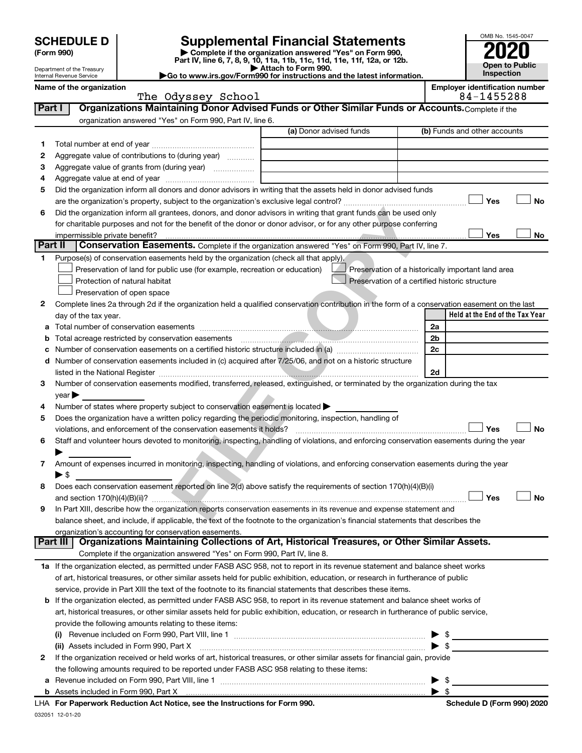# SCHEDULE D (Form 990)

Department of the Treasury
Internal Revenue Service

## Supplemental Financial Statements

▶ Complete if the organization answered "Yes" on Form 990, Part IV, line 6, 7, 8, 9, 10, 11a, 11b, 11c, 11d, 11e, 11f, 12a, or 12b.
▶ Attach to Form 990.
▶Go to www.irs.gov/Form990 for instructions and the latest information.

OMB No. 1545-0047

**2020**

**Open to Public Inspection**

Name of the organization: The Odyssey School

Employer identification number: 84-1455288

## Part I Organizations Maintaining Donor Advised Funds or Other Similar Funds or Accounts.

Complete if the organization answered "Yes" on Form 990, Part IV, line 6.

| | | (a) Donor advised funds | (b) Funds and other accounts |
|---|---|---|---|
| 1 | Total number at end of year | | |
| 2 | Aggregate value of contributions to (during year) | | |
| 3 | Aggregate value of grants from (during year) | | |
| 4 | Aggregate value at end of year | | |

5 Did the organization inform all donors and donor advisors in writing that the assets held in donor advised funds are the organization's property, subject to the organization's exclusive legal control? ☐ Yes ☐ No

6 Did the organization inform all grantees, donors, and donor advisors in writing that grant funds can be used only for charitable purposes and not for the benefit of the donor or donor advisor, or for any other purpose conferring impermissible private benefit? ☐ Yes ☐ No

## Part II Conservation Easements.

Complete if the organization answered "Yes" on Form 990, Part IV, line 7.

1 Purpose(s) of conservation easements held by the organization (check all that apply).

- ☐ Preservation of land for public use (for example, recreation or education)
- ☐ Protection of natural habitat
- ☐ Preservation of open space
- ☐ Preservation of a historically important land area
- ☐ Preservation of a certified historic structure

2 Complete lines 2a through 2d if the organization held a qualified conservation contribution in the form of a conservation easement on the last day of the tax year.

| | | | Held at the End of the Tax Year |
|---|---|---|---|
| a | Total number of conservation easements | 2a | |
| b | Total acreage restricted by conservation easements | 2b | |
| c | Number of conservation easements on a certified historic structure included in (a) | 2c | |
| d | Number of conservation easements included in (c) acquired after 7/25/06, and not on a historic structure listed in the National Register | 2d | |

3 Number of conservation easements modified, transferred, released, extinguished, or terminated by the organization during the tax year ▶

4 Number of states where property subject to conservation easement is located ▶

5 Does the organization have a written policy regarding the periodic monitoring, inspection, handling of violations, and enforcement of the conservation easements it holds? ☐ Yes ☐ No

6 Staff and volunteer hours devoted to monitoring, inspecting, handling of violations, and enforcing conservation easements during the year ▶

7 Amount of expenses incurred in monitoring, inspecting, handling of violations, and enforcing conservation easements during the year ▶ $

8 Does each conservation easement reported on line 2(d) above satisfy the requirements of section 170(h)(4)(B)(i) and section 170(h)(4)(B)(ii)? ☐ Yes ☐ No

9 In Part XIII, describe how the organization reports conservation easements in its revenue and expense statement and balance sheet, and include, if applicable, the text of the footnote to the organization's financial statements that describes the organization's accounting for conservation easements.

## Part III Organizations Maintaining Collections of Art, Historical Treasures, or Other Similar Assets.

Complete if the organization answered "Yes" on Form 990, Part IV, line 8.

1a If the organization elected, as permitted under FASB ASC 958, not to report in its revenue statement and balance sheet works of art, historical treasures, or other similar assets held for public exhibition, education, or research in furtherance of public service, provide in Part XIII the text of the footnote to its financial statements that describes these items.

b If the organization elected, as permitted under FASB ASC 958, to report in its revenue statement and balance sheet works of art, historical treasures, or other similar assets held for public exhibition, education, or research in furtherance of public service, provide the following amounts relating to these items:

(i) Revenue included on Form 990, Part VIII, line 1 ▶ $

(ii) Assets included in Form 990, Part X ▶ $

2 If the organization received or held works of art, historical treasures, or other similar assets for financial gain, provide the following amounts required to be reported under FASB ASC 958 relating to these items:

a Revenue included on Form 990, Part VIII, line 1 ▶ $

b Assets included in Form 990, Part X ▶ $

LHA For Paperwork Reduction Act Notice, see the Instructions for Form 990. Schedule D (Form 990) 2020

032051 12-01-20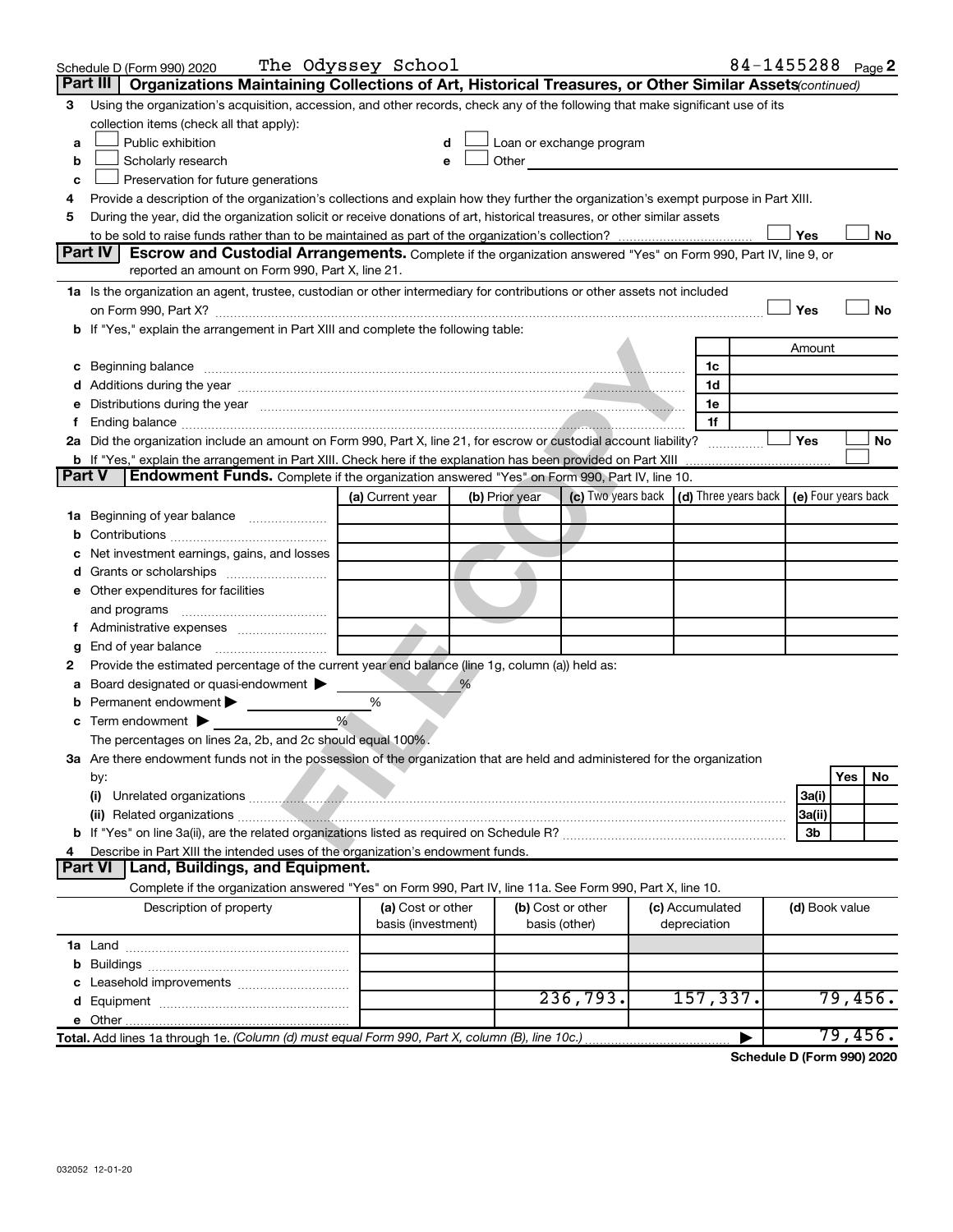Schedule D (Form 990) 2020 The Odyssey School 84-1455288 Page 2

## Part III Organizations Maintaining Collections of Art, Historical Treasures, or Other Similar Assets *(continued)*

3 Using the organization's acquisition, accession, and other records, check any of the following that make significant use of its collection items (check all that apply):

- a ☐ Public exhibition
- b ☐ Scholarly research
- c ☐ Preservation for future generations
- d ☐ Loan or exchange program
- e ☐ Other

4 Provide a description of the organization's collections and explain how they further the organization's exempt purpose in Part XIII.

5 During the year, did the organization solicit or receive donations of art, historical treasures, or other similar assets to be sold to raise funds rather than to be maintained as part of the organization's collection? ☐ Yes ☐ No

## Part IV Escrow and Custodial Arrangements.

Complete if the organization answered "Yes" on Form 990, Part IV, line 9, or reported an amount on Form 990, Part X, line 21.

1a Is the organization an agent, trustee, custodian or other intermediary for contributions or other assets not included on Form 990, Part X? ☐ Yes ☐ No

b If "Yes," explain the arrangement in Part XIII and complete the following table:

| | | | Amount |
|---|---|---|---|
| c | Beginning balance | 1c | |
| d | Additions during the year | 1d | |
| e | Distributions during the year | 1e | |
| f | Ending balance | 1f | |

2a Did the organization include an amount on Form 990, Part X, line 21, for escrow or custodial account liability? ☐ Yes ☐ No

b If "Yes," explain the arrangement in Part XIII. Check here if the explanation has been provided on Part XIII ☐

## Part V Endowment Funds.

Complete if the organization answered "Yes" on Form 990, Part IV, line 10.

| | (a) Current year | (b) Prior year | (c) Two years back | (d) Three years back | (e) Four years back |
|---|---|---|---|---|---|
| 1a Beginning of year balance | | | | | |
| b Contributions | | | | | |
| c Net investment earnings, gains, and losses | | | | | |
| d Grants or scholarships | | | | | |
| e Other expenditures for facilities and programs | | | | | |
| f Administrative expenses | | | | | |
| g End of year balance | | | | | |

2 Provide the estimated percentage of the current year end balance (line 1g, column (a)) held as:

- a Board designated or quasi-endowment ▶ %
- b Permanent endowment ▶ %
- c Term endowment ▶ %

The percentages on lines 2a, 2b, and 2c should equal 100%.

3a Are there endowment funds not in the possession of the organization that are held and administered for the organization by:

| | | Yes | No |
|---|---|---|---|
| (i) Unrelated organizations | 3a(i) | | |
| (ii) Related organizations | 3a(ii) | | |
| b If "Yes" on line 3a(ii), are the related organizations listed as required on Schedule R? | 3b | | |

4 Describe in Part XIII the intended uses of the organization's endowment funds.

## Part VI Land, Buildings, and Equipment.

Complete if the organization answered "Yes" on Form 990, Part IV, line 11a. See Form 990, Part X, line 10.

| Description of property | (a) Cost or other basis (investment) | (b) Cost or other basis (other) | (c) Accumulated depreciation | (d) Book value |
|---|---|---|---|---|
| 1a Land | | | | |
| b Buildings | | | | |
| c Leasehold improvements | | | | |
| d Equipment | | 236,793. | 157,337. | 79,456. |
| e Other | | | | |
| **Total.** Add lines 1a through 1e. *(Column (d) must equal Form 990, Part X, column (B), line 10c.)* ▶ | | | | 79,456. |

**Schedule D (Form 990) 2020**

032052 12-01-20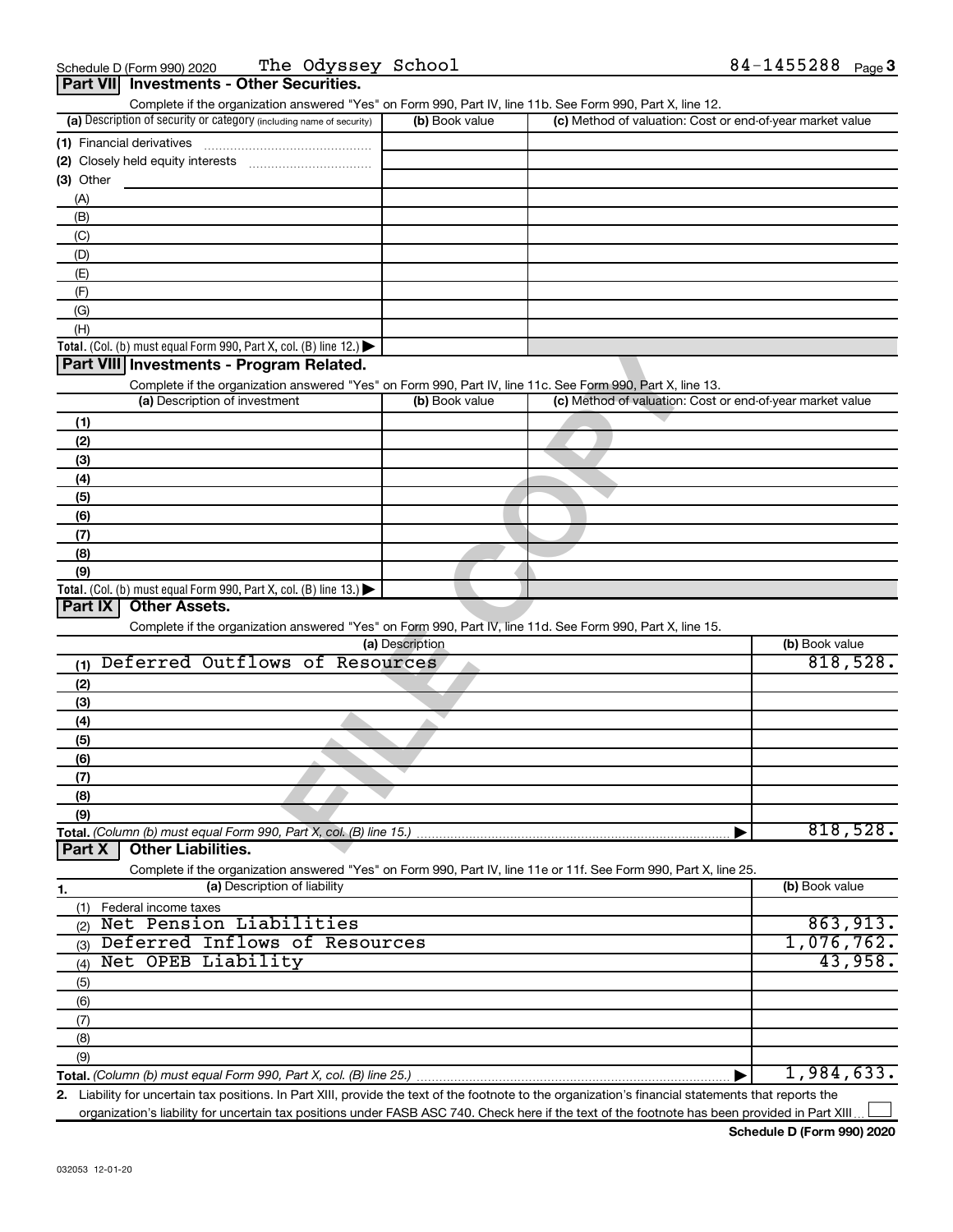Schedule D (Form 990) 2020 The Odyssey School 84-1455288

## Part VII Investments - Other Securities.

Complete if the organization answered "Yes" on Form 990, Part IV, line 11b. See Form 990, Part X, line 12.

| (a) Description of security or category (including name of security) | (b) Book value | (c) Method of valuation: Cost or end-of-year market value |
|---|---|---|
| (1) Financial derivatives | | |
| (2) Closely held equity interests | | |
| (3) Other | | |
| (A) | | |
| (B) | | |
| (C) | | |
| (D) | | |
| (E) | | |
| (F) | | |
| (G) | | |
| (H) | | |
| **Total.** (Col. (b) must equal Form 990, Part X, col. (B) line 12.) ▶ | | |

## Part VIII Investments - Program Related.

Complete if the organization answered "Yes" on Form 990, Part IV, line 11c. See Form 990, Part X, line 13.

| (a) Description of investment | (b) Book value | (c) Method of valuation: Cost or end-of-year market value |
|---|---|---|
| (1) | | |
| (2) | | |
| (3) | | |
| (4) | | |
| (5) | | |
| (6) | | |
| (7) | | |
| (8) | | |
| (9) | | |
| **Total.** (Col. (b) must equal Form 990, Part X, col. (B) line 13.) ▶ | | |

## Part IX Other Assets.

Complete if the organization answered "Yes" on Form 990, Part IV, line 11d. See Form 990, Part X, line 15.

| (a) Description | (b) Book value |
|---|---|
| (1) Deferred Outflows of Resources | 818,528. |
| (2) | |
| (3) | |
| (4) | |
| (5) | |
| (6) | |
| (7) | |
| (8) | |
| (9) | |
| **Total.** (Column (b) must equal Form 990, Part X, col. (B) line 15.) ▶ | 818,528. |

## Part X Other Liabilities.

Complete if the organization answered "Yes" on Form 990, Part IV, line 11e or 11f. See Form 990, Part X, line 25.

| 1. (a) Description of liability | (b) Book value |
|---|---|
| (1) Federal income taxes | |
| (2) Net Pension Liabilities | 863,913. |
| (3) Deferred Inflows of Resources | 1,076,762. |
| (4) Net OPEB Liability | 43,958. |
| (5) | |
| (6) | |
| (7) | |
| (8) | |
| (9) | |
| **Total.** (Column (b) must equal Form 990, Part X, col. (B) line 25.) ▶ | 1,984,633. |

2. Liability for uncertain tax positions. In Part XIII, provide the text of the footnote to the organization's financial statements that reports the organization's liability for uncertain tax positions under FASB ASC 740. Check here if the text of the footnote has been provided in Part XIII ☐

Schedule D (Form 990) 2020

032053 12-01-20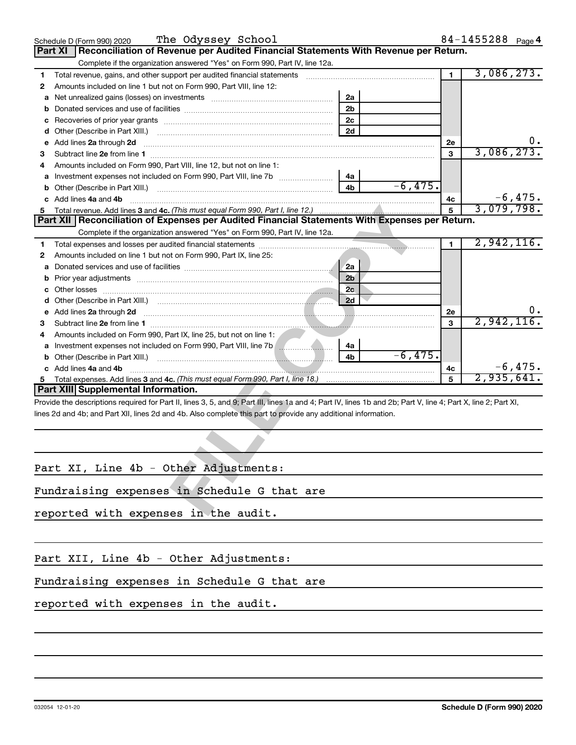Schedule D (Form 990) 2020 The Odyssey School 84-1455288 Page 4

**Part XI Reconciliation of Revenue per Audited Financial Statements With Revenue per Return.**

Complete if the organization answered "Yes" on Form 990, Part IV, line 12a.

| | | | | | |
|---|---|---|---|---|---|
| 1 | Total revenue, gains, and other support per audited financial statements | | | 1 | 3,086,273. |
| 2 | Amounts included on line 1 but not on Form 990, Part VIII, line 12: | | | | |
| a | Net unrealized gains (losses) on investments | 2a | | | |
| b | Donated services and use of facilities | 2b | | | |
| c | Recoveries of prior year grants | 2c | | | |
| d | Other (Describe in Part XIII.) | 2d | | | |
| e | Add lines 2a through 2d | | | 2e | 0. |
| 3 | Subtract line 2e from line 1 | | | 3 | 3,086,273. |
| 4 | Amounts included on Form 990, Part VIII, line 12, but not on line 1: | | | | |
| a | Investment expenses not included on Form 990, Part VIII, line 7b | 4a | | | |
| b | Other (Describe in Part XIII.) | 4b | -6,475. | | |
| c | Add lines 4a and 4b | | | 4c | -6,475. |
| 5 | Total revenue. Add lines 3 and 4c. *(This must equal Form 990, Part I, line 12.)* | | | 5 | 3,079,798. |

**Part XII Reconciliation of Expenses per Audited Financial Statements With Expenses per Return.**

Complete if the organization answered "Yes" on Form 990, Part IV, line 12a.

| | | | | | |
|---|---|---|---|---|---|
| 1 | Total expenses and losses per audited financial statements | | | 1 | 2,942,116. |
| 2 | Amounts included on line 1 but not on Form 990, Part IX, line 25: | | | | |
| a | Donated services and use of facilities | 2a | | | |
| b | Prior year adjustments | 2b | | | |
| c | Other losses | 2c | | | |
| d | Other (Describe in Part XIII.) | 2d | | | |
| e | Add lines 2a through 2d | | | 2e | 0. |
| 3 | Subtract line 2e from line 1 | | | 3 | 2,942,116. |
| 4 | Amounts included on Form 990, Part IX, line 25, but not on line 1: | | | | |
| a | Investment expenses not included on Form 990, Part VIII, line 7b | 4a | | | |
| b | Other (Describe in Part XIII.) | 4b | -6,475. | | |
| c | Add lines 4a and 4b | | | 4c | -6,475. |
| 5 | Total expenses. Add lines 3 and 4c. *(This must equal Form 990, Part I, line 18.)* | | | 5 | 2,935,641. |

**Part XIII Supplemental Information.**

Provide the descriptions required for Part II, lines 3, 5, and 9; Part III, lines 1a and 4; Part IV, lines 1b and 2b; Part V, line 4; Part X, line 2; Part XI, lines 2d and 4b; and Part XII, lines 2d and 4b. Also complete this part to provide any additional information.

Part XI, Line 4b - Other Adjustments:

Fundraising expenses in Schedule G that are reported with expenses in the audit.

Part XII, Line 4b - Other Adjustments:

Fundraising expenses in Schedule G that are reported with expenses in the audit.

032054 12-01-20 Schedule D (Form 990) 2020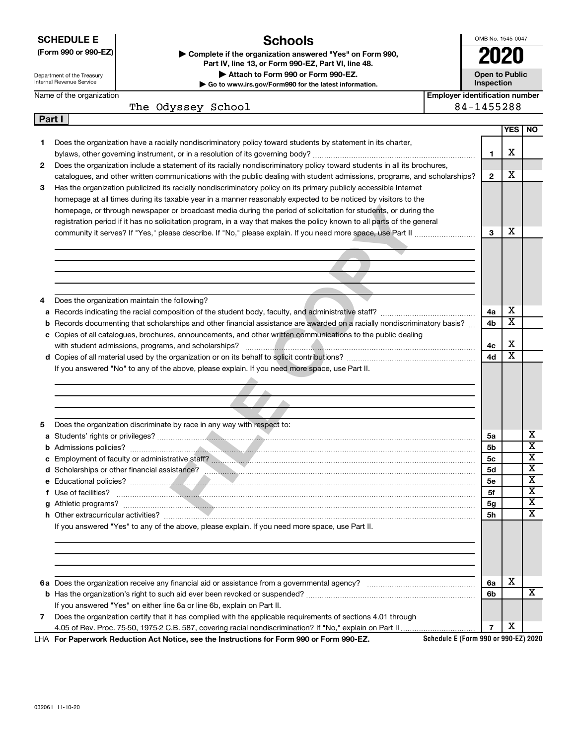**SCHEDULE E (Form 990 or 990-EZ)**

Department of the Treasury
Internal Revenue Service

# Schools

▶ Complete if the organization answered "Yes" on Form 990, Part IV, line 13, or Form 990-EZ, Part VI, line 48.
▶ Attach to Form 990 or Form 990-EZ.
▶ Go to www.irs.gov/Form990 for the latest information.

OMB No. 1545-0047

**2020**

**Open to Public Inspection**

Name of the organization: The Odyssey School

Employer identification number: 84-1455288

**Part I**

| | | | YES | NO |
|---|---|---|---|---|
| 1 | Does the organization have a racially nondiscriminatory policy toward students by statement in its charter, bylaws, other governing instrument, or in a resolution of its governing body? | 1 | X | |
| 2 | Does the organization include a statement of its racially nondiscriminatory policy toward students in all its brochures, catalogues, and other written communications with the public dealing with student admissions, programs, and scholarships? | 2 | X | |
| 3 | Has the organization publicized its racially nondiscriminatory policy on its primary publicly accessible Internet homepage at all times during its taxable year in a manner reasonably expected to be noticed by visitors to the homepage, or through newspaper or broadcast media during the period of solicitation for students, or during the registration period if it has no solicitation program, in a way that makes the policy known to all parts of the general community it serves? If "Yes," please describe. If "No," please explain. If you need more space, use Part II | 3 | X | |
| 4 | Does the organization maintain the following? | | | |
| a | Records indicating the racial composition of the student body, faculty, and administrative staff? | 4a | X | |
| b | Records documenting that scholarships and other financial assistance are awarded on a racially nondiscriminatory basis? | 4b | X | |
| c | Copies of all catalogues, brochures, announcements, and other written communications to the public dealing with student admissions, programs, and scholarships? | 4c | X | |
| d | Copies of all material used by the organization or on its behalf to solicit contributions? | 4d | X | |
| | If you answered "No" to any of the above, please explain. If you need more space, use Part II. | | | |
| 5 | Does the organization discriminate by race in any way with respect to: | | | |
| a | Students' rights or privileges? | 5a | | X |
| b | Admissions policies? | 5b | | X |
| c | Employment of faculty or administrative staff? | 5c | | X |
| d | Scholarships or other financial assistance? | 5d | | X |
| e | Educational policies? | 5e | | X |
| f | Use of facilities? | 5f | | X |
| g | Athletic programs? | 5g | | X |
| h | Other extracurricular activities? | 5h | | X |
| | If you answered "Yes" to any of the above, please explain. If you need more space, use Part II. | | | |
| 6a | Does the organization receive any financial aid or assistance from a governmental agency? | 6a | X | |
| b | Has the organization's right to such aid ever been revoked or suspended? | 6b | | X |
| | If you answered "Yes" on either line 6a or line 6b, explain on Part II. | | | |
| 7 | Does the organization certify that it has complied with the applicable requirements of sections 4.01 through 4.05 of Rev. Proc. 75-50, 1975-2 C.B. 587, covering racial nondiscrimination? If "No," explain on Part II | 7 | X | |

LHA **For Paperwork Reduction Act Notice, see the Instructions for Form 990 or Form 990-EZ.** **Schedule E (Form 990 or 990-EZ) 2020**

032061 11-10-20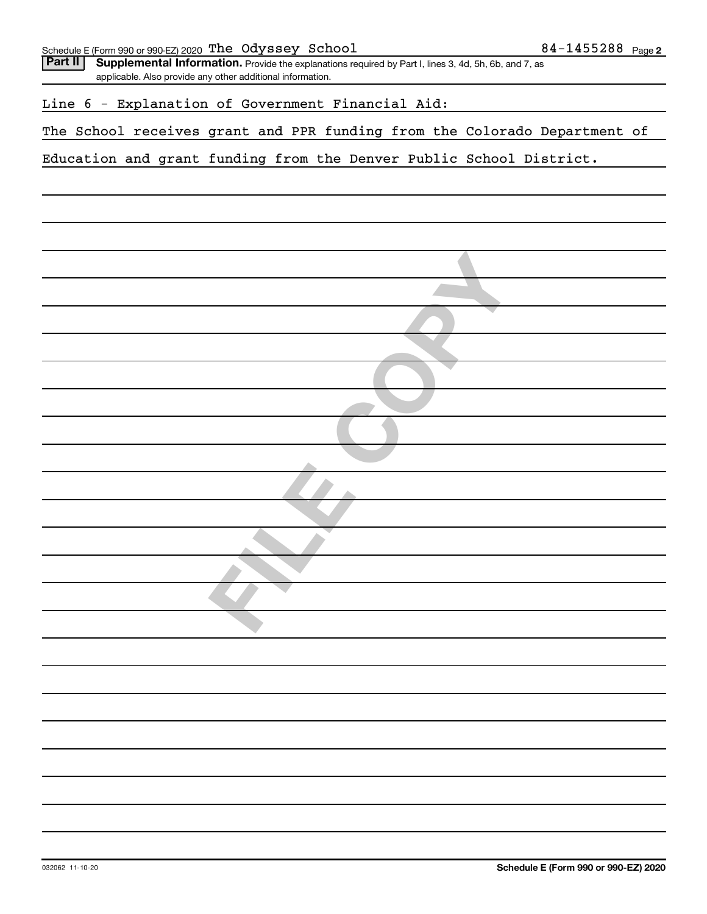Schedule E (Form 990 or 990-EZ) 2020 The Odyssey School 84-1455288

**Part II** **Supplemental Information.** Provide the explanations required by Part I, lines 3, 4d, 5h, 6b, and 7, as applicable. Also provide any other additional information.

Line 6 - Explanation of Government Financial Aid:

The School receives grant and PPR funding from the Colorado Department of Education and grant funding from the Denver Public School District.

032062 11-10-20

**Schedule E (Form 990 or 990-EZ) 2020**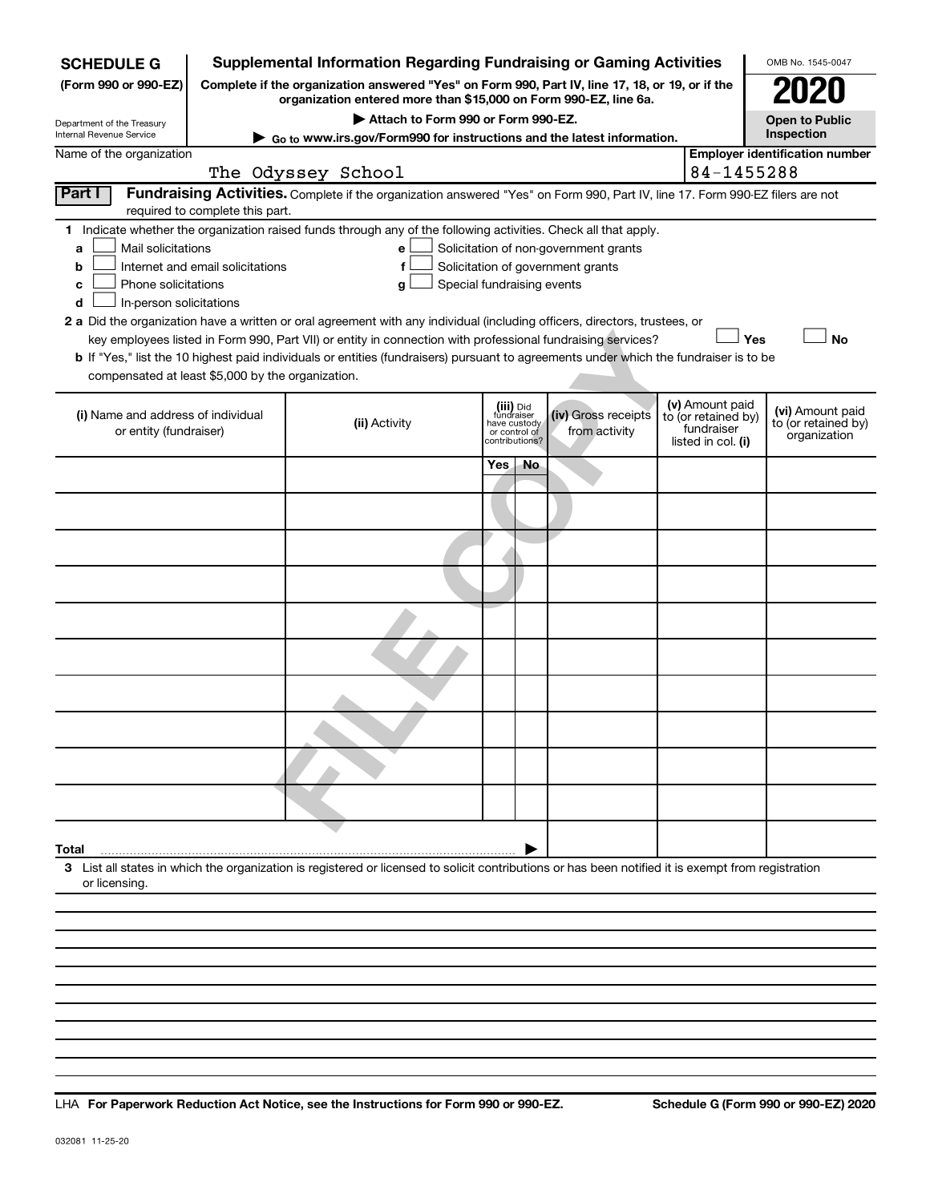**SCHEDULE G**
**(Form 990 or 990-EZ)**

Department of the Treasury
Internal Revenue Service

# Supplemental Information Regarding Fundraising or Gaming Activities

**Complete if the organization answered "Yes" on Form 990, Part IV, line 17, 18, or 19, or if the organization entered more than $15,000 on Form 990-EZ, line 6a.**

**▶ Attach to Form 990 or Form 990-EZ.**

**▶ Go to www.irs.gov/Form990 for instructions and the latest information.**

OMB No. 1545-0047

**2020**

**Open to Public Inspection**

Name of the organization: The Odyssey School

**Employer identification number:** 84-1455288

**Part I — Fundraising Activities.** Complete if the organization answered "Yes" on Form 990, Part IV, line 17. Form 990-EZ filers are not required to complete this part.

**1** Indicate whether the organization raised funds through any of the following activities. Check all that apply.

- **a** ☐ Mail solicitations
- **b** ☐ Internet and email solicitations
- **c** ☐ Phone solicitations
- **d** ☐ In-person solicitations
- **e** ☐ Solicitation of non-government grants
- **f** ☐ Solicitation of government grants
- **g** ☐ Special fundraising events

**2 a** Did the organization have a written or oral agreement with any individual (including officers, directors, trustees, or key employees listed in Form 990, Part VII) or entity in connection with professional fundraising services? ☐ **Yes** ☐ **No**

**b** If "Yes," list the 10 highest paid individuals or entities (fundraisers) pursuant to agreements under which the fundraiser is to be compensated at least $5,000 by the organization.

| (i) Name and address of individual or entity (fundraiser) | (ii) Activity | (iii) Did fundraiser have custody or control of contributions? Yes | No | (iv) Gross receipts from activity | (v) Amount paid to (or retained by) fundraiser listed in col. (i) | (vi) Amount paid to (or retained by) organization |
|---|---|---|---|---|---|---|
| | | | | | | |
| | | | | | | |
| | | | | | | |
| | | | | | | |
| | | | | | | |
| | | | | | | |
| | | | | | | |
| | | | | | | |
| | | | | | | |
| | | | | | | |
| **Total** ▶ | | | | | | |

**3** List all states in which the organization is registered or licensed to solicit contributions or has been notified it is exempt from registration or licensing.

LHA **For Paperwork Reduction Act Notice, see the Instructions for Form 990 or 990-EZ.** **Schedule G (Form 990 or 990-EZ) 2020**

032081 11-25-20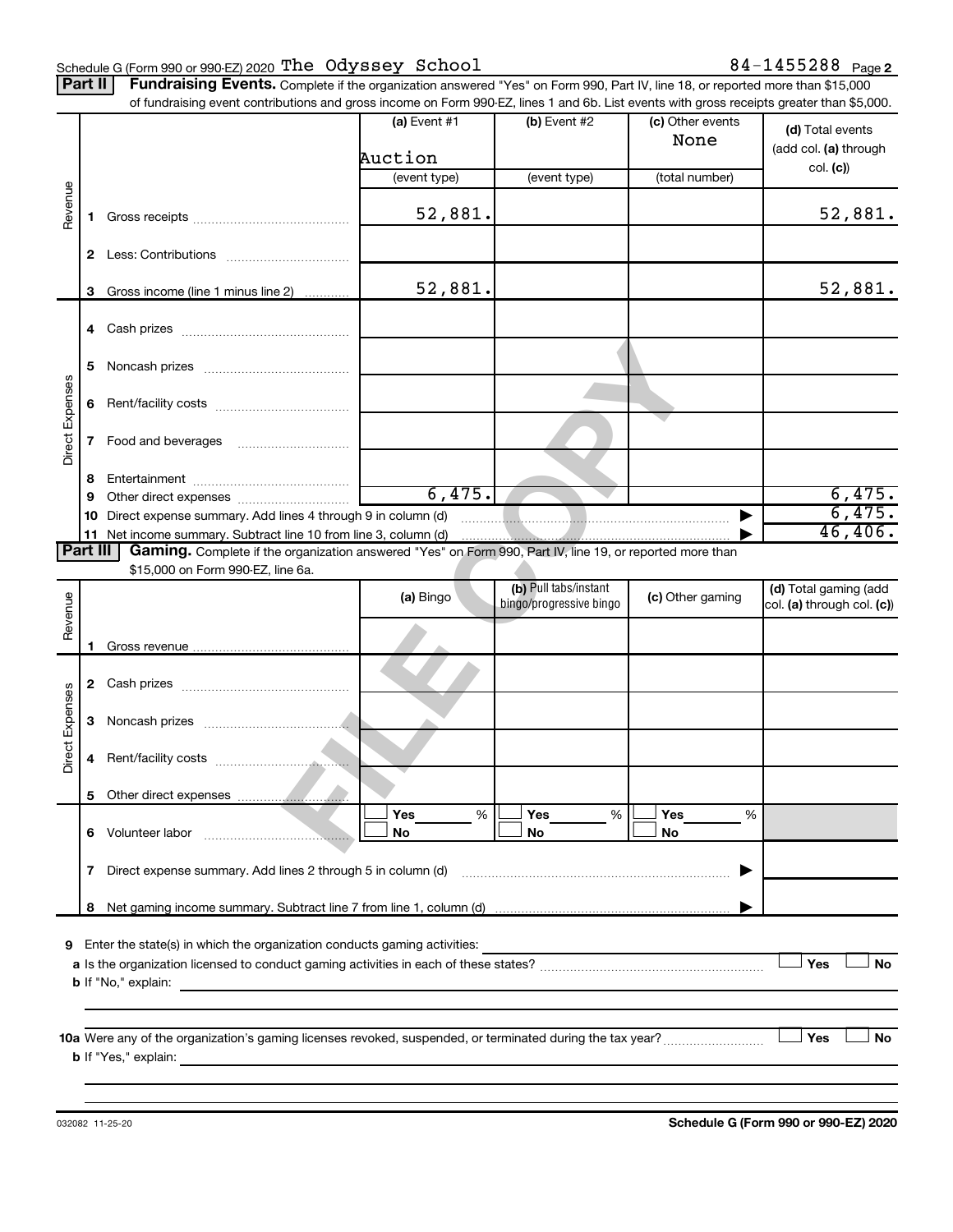Schedule G (Form 990 or 990-EZ) 2020 The Odyssey School 84-1455288 Page 2

**Part II** **Fundraising Events.** Complete if the organization answered "Yes" on Form 990, Part IV, line 18, or reported more than $15,000 of fundraising event contributions and gross income on Form 990-EZ, lines 1 and 6b. List events with gross receipts greater than $5,000.

| | | (a) Event #1 | (b) Event #2 | (c) Other events | (d) Total events (add col. (a) through col. (c)) |
|---|---|---|---|---|---|
| | | Auction | | None | |
| | | (event type) | (event type) | (total number) | |
| Revenue | 1 Gross receipts | 52,881. | | | 52,881. |
| | 2 Less: Contributions | | | | |
| | 3 Gross income (line 1 minus line 2) | 52,881. | | | 52,881. |
| Direct Expenses | 4 Cash prizes | | | | |
| | 5 Noncash prizes | | | | |
| | 6 Rent/facility costs | | | | |
| | 7 Food and beverages | | | | |
| | 8 Entertainment | | | | |
| | 9 Other direct expenses | 6,475. | | | 6,475. |
| | 10 Direct expense summary. Add lines 4 through 9 in column (d) | | | | 6,475. |
| | 11 Net income summary. Subtract line 10 from line 3, column (d) | | | | 46,406. |

**Part III** **Gaming.** Complete if the organization answered "Yes" on Form 990, Part IV, line 19, or reported more than $15,000 on Form 990-EZ, line 6a.

| | | (a) Bingo | (b) Pull tabs/instant bingo/progressive bingo | (c) Other gaming | (d) Total gaming (add col. (a) through col. (c)) |
|---|---|---|---|---|---|
| Revenue | 1 Gross revenue | | | | |
| Direct Expenses | 2 Cash prizes | | | | |
| | 3 Noncash prizes | | | | |
| | 4 Rent/facility costs | | | | |
| | 5 Other direct expenses | | | | |
| | 6 Volunteer labor | ☐ Yes ___ % ☐ No | ☐ Yes ___ % ☐ No | ☐ Yes ___ % ☐ No | |
| | 7 Direct expense summary. Add lines 2 through 5 in column (d) | | | | |
| | 8 Net gaming income summary. Subtract line 7 from line 1, column (d) | | | | |

9 Enter the state(s) in which the organization conducts gaming activities:

a Is the organization licensed to conduct gaming activities in each of these states? ☐ Yes ☐ No

b If "No," explain:

10a Were any of the organization's gaming licenses revoked, suspended, or terminated during the tax year? ☐ Yes ☐ No

b If "Yes," explain:

032082 11-25-20 **Schedule G (Form 990 or 990-EZ) 2020**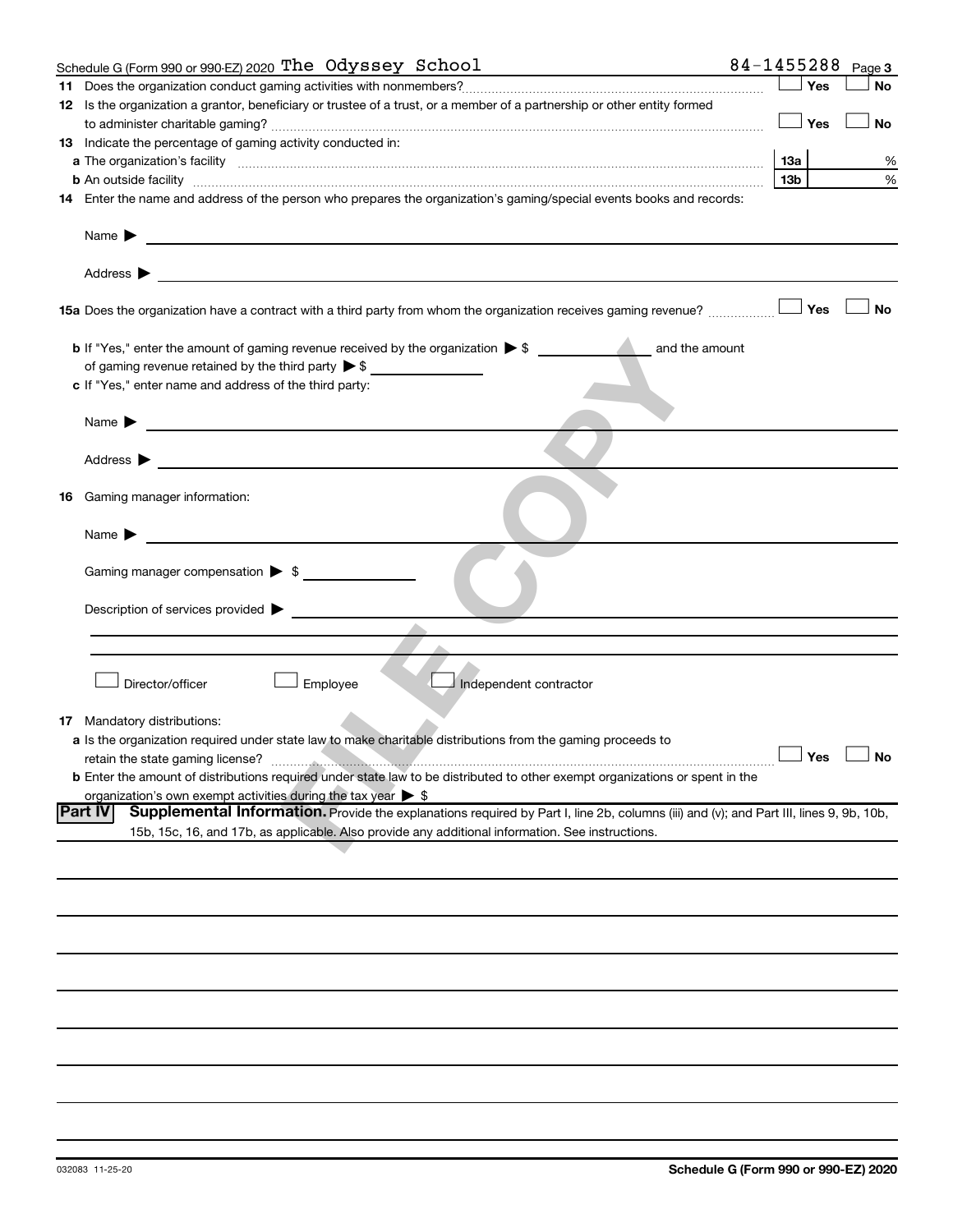Schedule G (Form 990 or 990-EZ) 2020 The Odyssey School 84-1455288 Page 3

**11** Does the organization conduct gaming activities with nonmembers? ☐ Yes ☐ No

**12** Is the organization a grantor, beneficiary or trustee of a trust, or a member of a partnership or other entity formed to administer charitable gaming? ☐ Yes ☐ No

**13** Indicate the percentage of gaming activity conducted in:

**a** The organization's facility **13a** %

**b** An outside facility **13b** %

**14** Enter the name and address of the person who prepares the organization's gaming/special events books and records:

Name ▶

Address ▶

**15a** Does the organization have a contract with a third party from whom the organization receives gaming revenue? ☐ Yes ☐ No

**b** If "Yes," enter the amount of gaming revenue received by the organization ▶ $ ________ and the amount of gaming revenue retained by the third party ▶ $ ________

**c** If "Yes," enter name and address of the third party:

Name ▶

Address ▶

**16** Gaming manager information:

Name ▶

Gaming manager compensation ▶ $

Description of services provided ▶

☐ Director/officer ☐ Employee ☐ Independent contractor

**17** Mandatory distributions:

**a** Is the organization required under state law to make charitable distributions from the gaming proceeds to retain the state gaming license? ☐ Yes ☐ No

**b** Enter the amount of distributions required under state law to be distributed to other exempt organizations or spent in the organization's own exempt activities during the tax year ▶ $

**Part IV Supplemental Information.** Provide the explanations required by Part I, line 2b, columns (iii) and (v); and Part III, lines 9, 9b, 10b, 15b, 15c, 16, and 17b, as applicable. Also provide any additional information. See instructions.

FILE COPY

032083 11-25-20 **Schedule G (Form 990 or 990-EZ) 2020**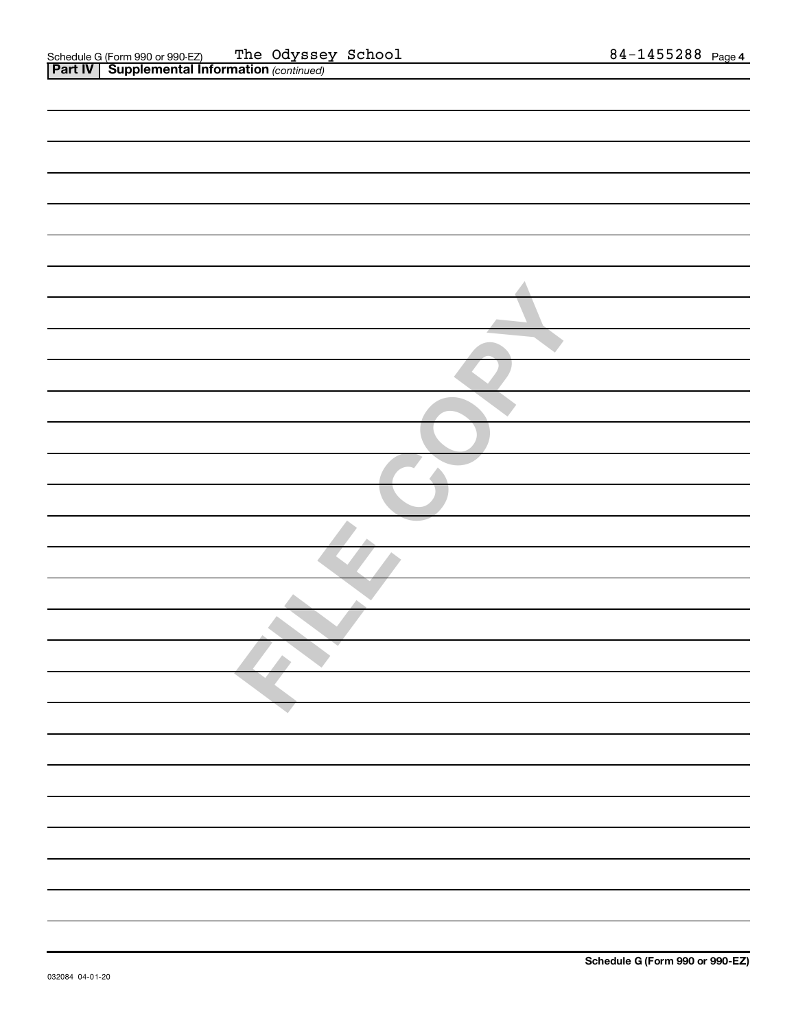Schedule G (Form 990 or 990-EZ) The Odyssey School 84-1455288

**Part IV | Supplemental Information** *(continued)*

FILE COPY

Schedule G (Form 990 or 990-EZ)

032084 04-01-20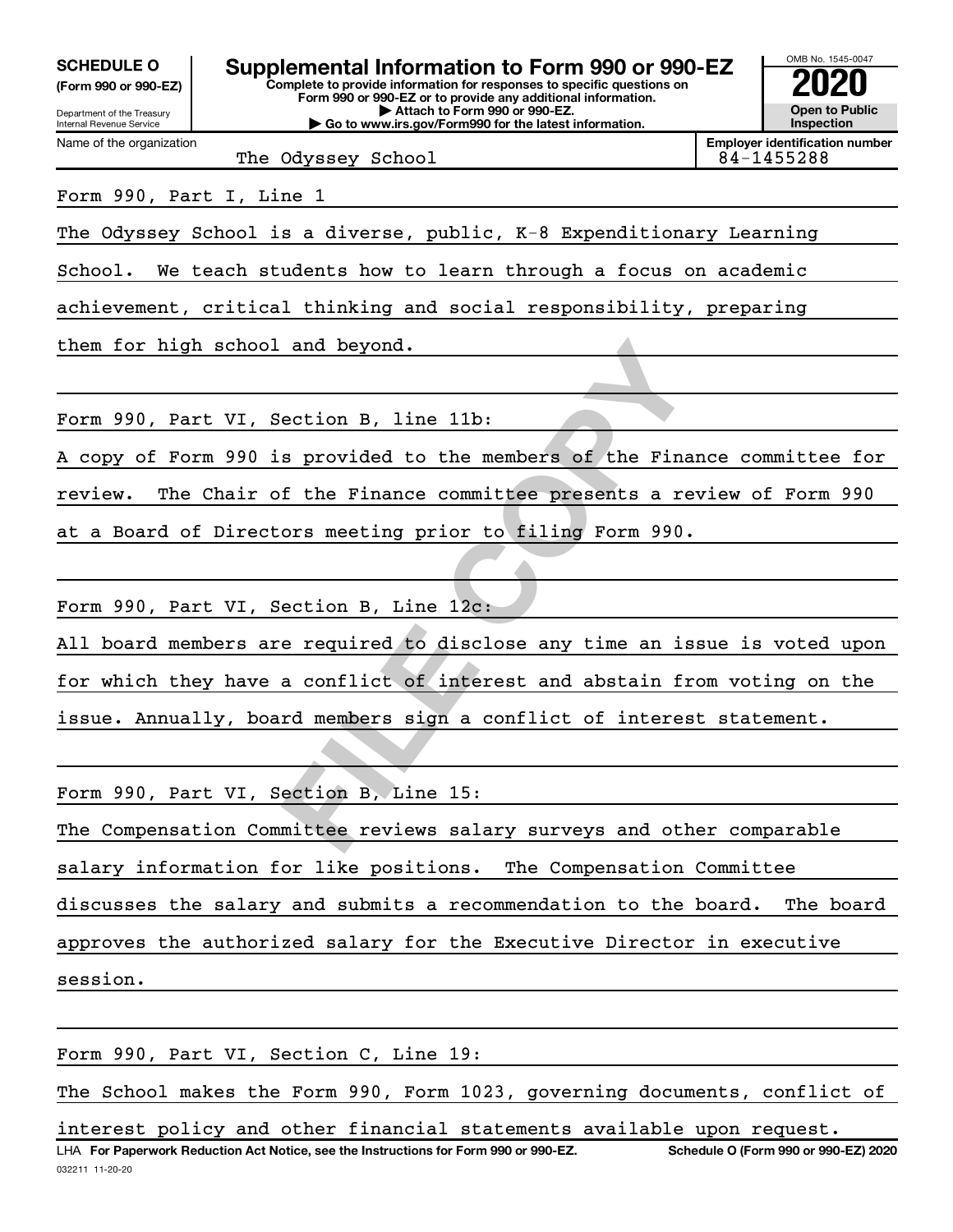**SCHEDULE O**
**(Form 990 or 990-EZ)**

Department of the Treasury
Internal Revenue Service

# Supplemental Information to Form 990 or 990-EZ

**Complete to provide information for responses to specific questions on Form 990 or 990-EZ or to provide any additional information.**
**▶ Attach to Form 990 or 990-EZ.**
**▶ Go to www.irs.gov/Form990 for the latest information.**

OMB No. 1545-0047
**2020**
**Open to Public Inspection**

| Name of the organization | Employer identification number |
|---|---|
| The Odyssey School | 84-1455288 |

Form 990, Part I, Line 1

The Odyssey School is a diverse, public, K-8 Expenditionary Learning School. We teach students how to learn through a focus on academic achievement, critical thinking and social responsibility, preparing them for high school and beyond.

Form 990, Part VI, Section B, line 11b:

A copy of Form 990 is provided to the members of the Finance committee for review. The Chair of the Finance committee presents a review of Form 990 at a Board of Directors meeting prior to filing Form 990.

Form 990, Part VI, Section B, Line 12c:

All board members are required to disclose any time an issue is voted upon for which they have a conflict of interest and abstain from voting on the issue. Annually, board members sign a conflict of interest statement.

Form 990, Part VI, Section B, Line 15:

The Compensation Committee reviews salary surveys and other comparable salary information for like positions. The Compensation Committee discusses the salary and submits a recommendation to the board. The board approves the authorized salary for the Executive Director in executive session.

Form 990, Part VI, Section C, Line 19:

The School makes the Form 990, Form 1023, governing documents, conflict of interest policy and other financial statements available upon request.

LHA **For Paperwork Reduction Act Notice, see the Instructions for Form 990 or 990-EZ.** **Schedule O (Form 990 or 990-EZ) 2020**

032211 11-20-20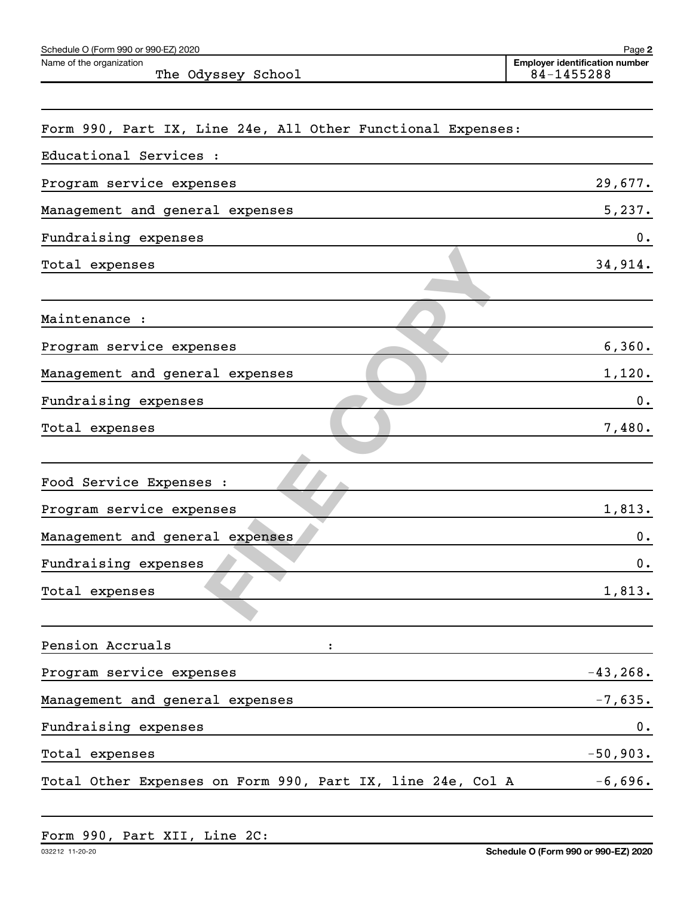Schedule O (Form 990 or 990-EZ) 2020

Name of the organization: The Odyssey School

Employer identification number: 84-1455288

Form 990, Part IX, Line 24e, All Other Functional Expenses:

| | |
|---|---|
| **Educational Services :** | |
| Program service expenses | 29,677. |
| Management and general expenses | 5,237. |
| Fundraising expenses | 0. |
| Total expenses | 34,914. |
| **Maintenance :** | |
| Program service expenses | 6,360. |
| Management and general expenses | 1,120. |
| Fundraising expenses | 0. |
| Total expenses | 7,480. |
| **Food Service Expenses :** | |
| Program service expenses | 1,813. |
| Management and general expenses | 0. |
| Fundraising expenses | 0. |
| Total expenses | 1,813. |
| **Pension Accruals :** | |
| Program service expenses | -43,268. |
| Management and general expenses | -7,635. |
| Fundraising expenses | 0. |
| Total expenses | -50,903. |
| Total Other Expenses on Form 990, Part IX, line 24e, Col A | -6,696. |

Form 990, Part XII, Line 2C:

Schedule O (Form 990 or 990-EZ) 2020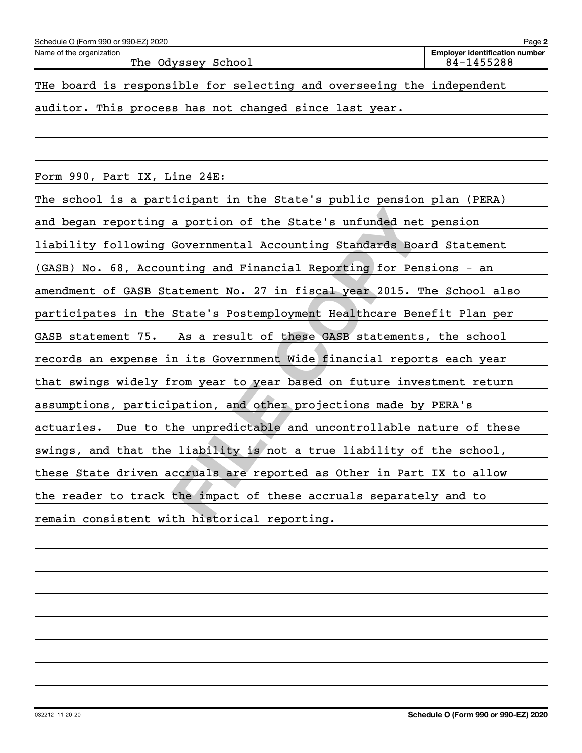Schedule O (Form 990 or 990-EZ) 2020

Name of the organization: The Odyssey School

Employer identification number: 84-1455288

THe board is responsible for selecting and overseeing the independent auditor. This process has not changed since last year.

Form 990, Part IX, Line 24E:

The school is a participant in the State's public pension plan (PERA) and began reporting a portion of the State's unfunded net pension liability following Governmental Accounting Standards Board Statement (GASB) No. 68, Accounting and Financial Reporting for Pensions - an amendment of GASB Statement No. 27 in fiscal year 2015. The School also participates in the State's Postemployment Healthcare Benefit Plan per GASB statement 75. As a result of these GASB statements, the school records an expense in its Government Wide financial reports each year that swings widely from year to year based on future investment return assumptions, participation, and other projections made by PERA's actuaries. Due to the unpredictable and uncontrollable nature of these swings, and that the liability is not a true liability of the school, these State driven accruals are reported as Other in Part IX to allow the reader to track the impact of these accruals separately and to remain consistent with historical reporting.